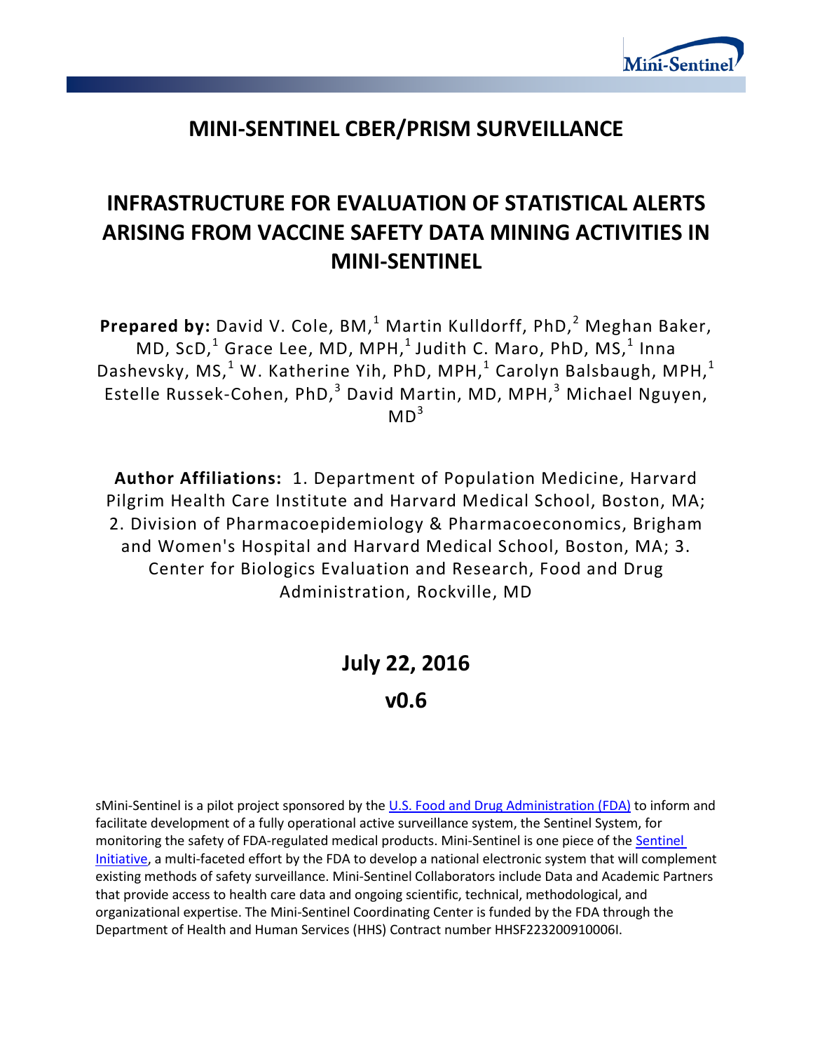# MINI-SENTINEL CBER/PRISM SURVEILLANCE

# INFRASTRUCTURE FOR EVALUATION OF STATISTICAL ALERTS ARISING FROM VACCINE SAFETY DATA MINING ACTIVITIES IN MINI-SENTINEL

**Prepared by:** David V. Cole, BM,[1] Martin Kulldorff, PhD,[2] Meghan Baker, MD, ScD,[1] Grace Lee, MD, MPH,[1] Judith C. Maro, PhD, MS,[1] Inna Dashevsky, MS,[1] W. Katherine Yih, PhD, MPH,[1] Carolyn Balsbaugh, MPH,[1] Estelle Russek-Cohen, PhD,[3] David Martin, MD, MPH,[3] Michael Nguyen, MD[3]

**Author Affiliations:** 1. Department of Population Medicine, Harvard Pilgrim Health Care Institute and Harvard Medical School, Boston, MA; 2. Division of Pharmacoepidemiology & Pharmacoeconomics, Brigham and Women's Hospital and Harvard Medical School, Boston, MA; 3. Center for Biologics Evaluation and Research, Food and Drug Administration, Rockville, MD

## July 22, 2016

## v0.6

sMini-Sentinel is a pilot project sponsored by the U.S. Food and Drug Administration (FDA) to inform and facilitate development of a fully operational active surveillance system, the Sentinel System, for monitoring the safety of FDA-regulated medical products. Mini-Sentinel is one piece of the Sentinel Initiative, a multi-faceted effort by the FDA to develop a national electronic system that will complement existing methods of safety surveillance. Mini-Sentinel Collaborators include Data and Academic Partners that provide access to health care data and ongoing scientific, technical, methodological, and organizational expertise. The Mini-Sentinel Coordinating Center is funded by the FDA through the Department of Health and Human Services (HHS) Contract number HHSF223200910006I.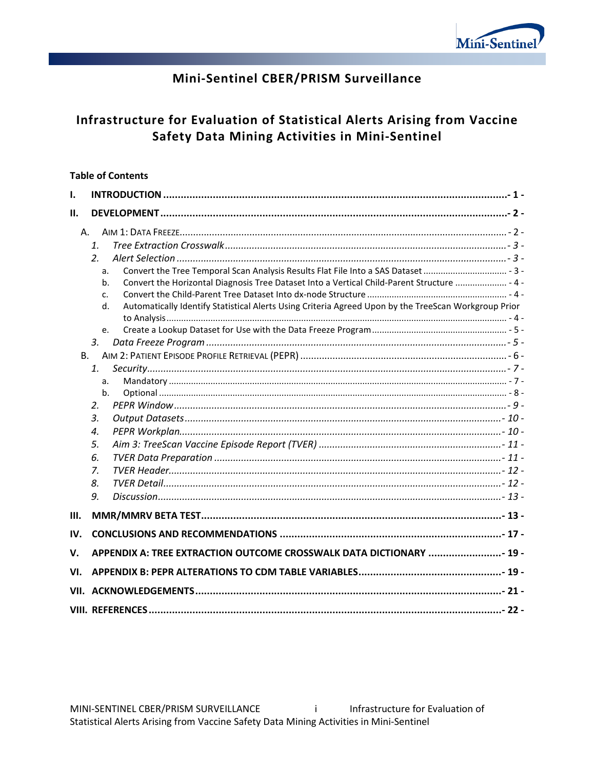# Mini-Sentinel CBER/PRISM Surveillance

# Infrastructure for Evaluation of Statistical Alerts Arising from Vaccine Safety Data Mining Activities in Mini-Sentinel

**Table of Contents**

**I. INTRODUCTION ..... - 1 -**

**II. DEVELOPMENT ..... - 2 -**

- A. AIM 1: DATA FREEZE ..... - 2 -
  1. *Tree Extraction Crosswalk ..... - 3 -*
  2. *Alert Selection ..... - 3 -*
     - a. Convert the Tree Temporal Scan Analysis Results Flat File Into a SAS Dataset ..... - 3 -
     - b. Convert the Horizontal Diagnosis Tree Dataset Into a Vertical Child-Parent Structure ..... - 4 -
     - c. Convert the Child-Parent Tree Dataset Into dx-node Structure ..... - 4 -
     - d. Automatically Identify Statistical Alerts Using Criteria Agreed Upon by the TreeScan Workgroup Prior to Analysis ..... - 4 -
     - e. Create a Lookup Dataset for Use with the Data Freeze Program ..... - 5 -
  3. *Data Freeze Program ..... - 5 -*
- B. AIM 2: PATIENT EPISODE PROFILE RETRIEVAL (PEPR) ..... - 6 -
  1. *Security ..... - 7 -*
     - a. Mandatory ..... - 7 -
     - b. Optional ..... - 8 -
  2. *PEPR Window ..... - 9 -*
  3. *Output Datasets ..... - 10 -*
  4. *PEPR Workplan ..... - 10 -*
  5. *Aim 3: TreeScan Vaccine Episode Report (TVER) ..... - 11 -*
  6. *TVER Data Preparation ..... - 11 -*
  7. *TVER Header ..... - 12 -*
  8. *TVER Detail ..... - 12 -*
  9. *Discussion ..... - 13 -*

**III. MMR/MMRV BETA TEST ..... - 13 -**

**IV. CONCLUSIONS AND RECOMMENDATIONS ..... - 17 -**

**V. APPENDIX A: TREE EXTRACTION OUTCOME CROSSWALK DATA DICTIONARY ..... - 19 -**

**VI. APPENDIX B: PEPR ALTERATIONS TO CDM TABLE VARIABLES ..... - 19 -**

**VII. ACKNOWLEDGEMENTS ..... - 21 -**

**VIII. REFERENCES ..... - 22 -**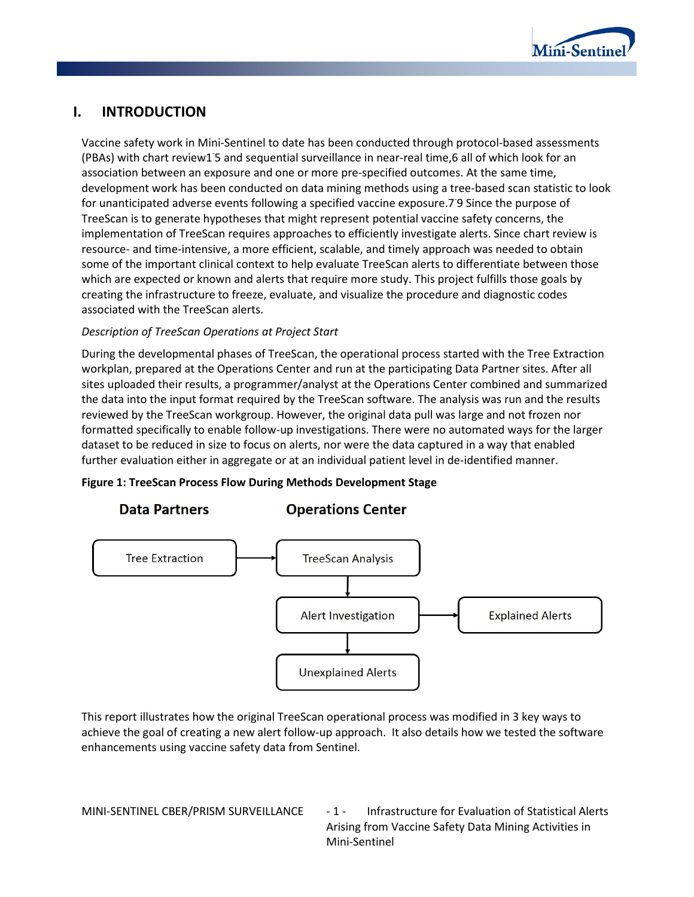## I. INTRODUCTION

Vaccine safety work in Mini-Sentinel to date has been conducted through protocol-based assessments (PBAs) with chart review[1-5] and sequential surveillance in near-real time,[6] all of which look for an association between an exposure and one or more pre-specified outcomes. At the same time, development work has been conducted on data mining methods using a tree-based scan statistic to look for unanticipated adverse events following a specified vaccine exposure.[7-9] Since the purpose of TreeScan is to generate hypotheses that might represent potential vaccine safety concerns, the implementation of TreeScan requires approaches to efficiently investigate alerts. Since chart review is resource- and time-intensive, a more efficient, scalable, and timely approach was needed to obtain some of the important clinical context to help evaluate TreeScan alerts to differentiate between those which are expected or known and alerts that require more study. This project fulfills those goals by creating the infrastructure to freeze, evaluate, and visualize the procedure and diagnostic codes associated with the TreeScan alerts.

*Description of TreeScan Operations at Project Start*

During the developmental phases of TreeScan, the operational process started with the Tree Extraction workplan, prepared at the Operations Center and run at the participating Data Partner sites. After all sites uploaded their results, a programmer/analyst at the Operations Center combined and summarized the data into the input format required by the TreeScan software. The analysis was run and the results reviewed by the TreeScan workgroup. However, the original data pull was large and not frozen nor formatted specifically to enable follow-up investigations. There were no automated ways for the larger dataset to be reduced in size to focus on alerts, nor were the data captured in a way that enabled further evaluation either in aggregate or at an individual patient level in de-identified manner.

**Figure 1: TreeScan Process Flow During Methods Development Stage**

Data Partners

Operations Center

Tree Extraction

TreeScan Analysis

Alert Investigation

Explained Alerts

Unexplained Alerts

This report illustrates how the original TreeScan operational process was modified in 3 key ways to achieve the goal of creating a new alert follow-up approach. It also details how we tested the software enhancements using vaccine safety data from Sentinel.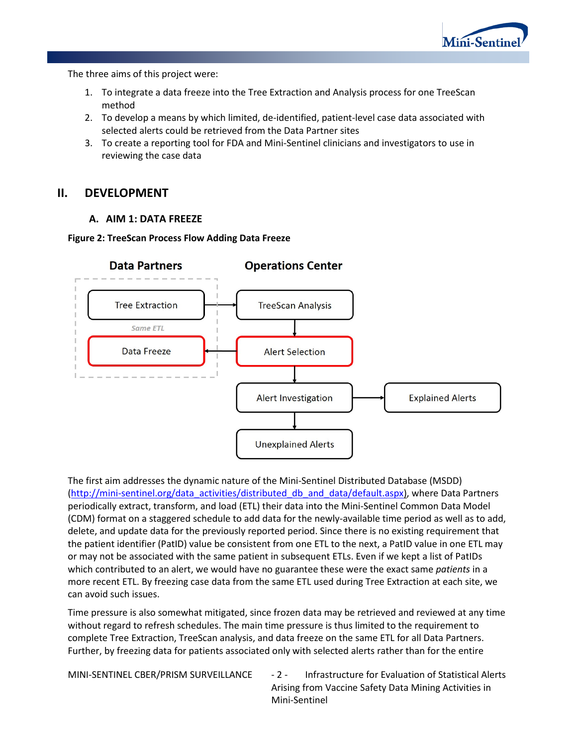The three aims of this project were:

1. To integrate a data freeze into the Tree Extraction and Analysis process for one TreeScan method
2. To develop a means by which limited, de-identified, patient-level case data associated with selected alerts could be retrieved from the Data Partner sites
3. To create a reporting tool for FDA and Mini-Sentinel clinicians and investigators to use in reviewing the case data

## II. DEVELOPMENT

### A. AIM 1: DATA FREEZE

**Figure 2: TreeScan Process Flow Adding Data Freeze**

Data Partners

Operations Center

Tree Extraction

TreeScan Analysis

Same ETL

Data Freeze

Alert Selection

Alert Investigation

Explained Alerts

Unexplained Alerts

The first aim addresses the dynamic nature of the Mini-Sentinel Distributed Database (MSDD) (http://mini-sentinel.org/data_activities/distributed_db_and_data/default.aspx), where Data Partners periodically extract, transform, and load (ETL) their data into the Mini-Sentinel Common Data Model (CDM) format on a staggered schedule to add data for the newly-available time period as well as to add, delete, and update data for the previously reported period. Since there is no existing requirement that the patient identifier (PatID) value be consistent from one ETL to the next, a PatID value in one ETL may or may not be associated with the same patient in subsequent ETLs. Even if we kept a list of PatIDs which contributed to an alert, we would have no guarantee these were the exact same *patients* in a more recent ETL. By freezing case data from the same ETL used during Tree Extraction at each site, we can avoid such issues.

Time pressure is also somewhat mitigated, since frozen data may be retrieved and reviewed at any time without regard to refresh schedules. The main time pressure is thus limited to the requirement to complete Tree Extraction, TreeScan analysis, and data freeze on the same ETL for all Data Partners. Further, by freezing data for patients associated only with selected alerts rather than for the entire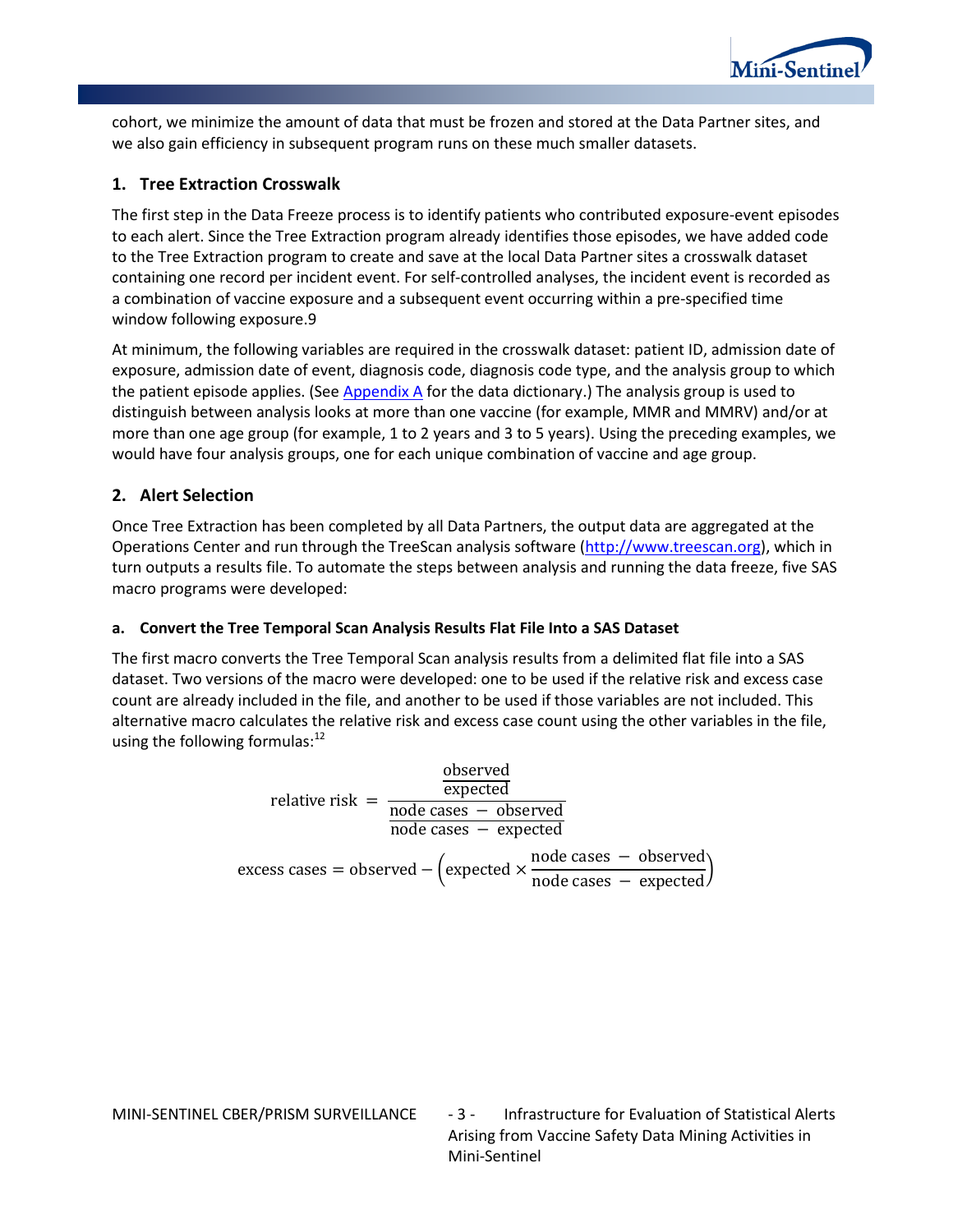cohort, we minimize the amount of data that must be frozen and stored at the Data Partner sites, and we also gain efficiency in subsequent program runs on these much smaller datasets.

## 1. Tree Extraction Crosswalk

The first step in the Data Freeze process is to identify patients who contributed exposure-event episodes to each alert. Since the Tree Extraction program already identifies those episodes, we have added code to the Tree Extraction program to create and save at the local Data Partner sites a crosswalk dataset containing one record per incident event. For self-controlled analyses, the incident event is recorded as a combination of vaccine exposure and a subsequent event occurring within a pre-specified time window following exposure.9

At minimum, the following variables are required in the crosswalk dataset: patient ID, admission date of exposure, admission date of event, diagnosis code, diagnosis code type, and the analysis group to which the patient episode applies. (See Appendix A for the data dictionary.) The analysis group is used to distinguish between analysis looks at more than one vaccine (for example, MMR and MMRV) and/or at more than one age group (for example, 1 to 2 years and 3 to 5 years). Using the preceding examples, we would have four analysis groups, one for each unique combination of vaccine and age group.

## 2. Alert Selection

Once Tree Extraction has been completed by all Data Partners, the output data are aggregated at the Operations Center and run through the TreeScan analysis software (http://www.treescan.org), which in turn outputs a results file. To automate the steps between analysis and running the data freeze, five SAS macro programs were developed:

### a. Convert the Tree Temporal Scan Analysis Results Flat File Into a SAS Dataset

The first macro converts the Tree Temporal Scan analysis results from a delimited flat file into a SAS dataset. Two versions of the macro were developed: one to be used if the relative risk and excess case count are already included in the file, and another to be used if those variables are not included. This alternative macro calculates the relative risk and excess case count using the other variables in the file, using the following formulas:[12]

$$\text{relative risk} = \frac{\dfrac{\text{observed}}{\text{expected}}}{\dfrac{\text{node cases} - \text{observed}}{\text{node cases} - \text{expected}}}$$

$$\text{excess cases} = \text{observed} - \left(\text{expected} \times \frac{\text{node cases} - \text{observed}}{\text{node cases} - \text{expected}}\right)$$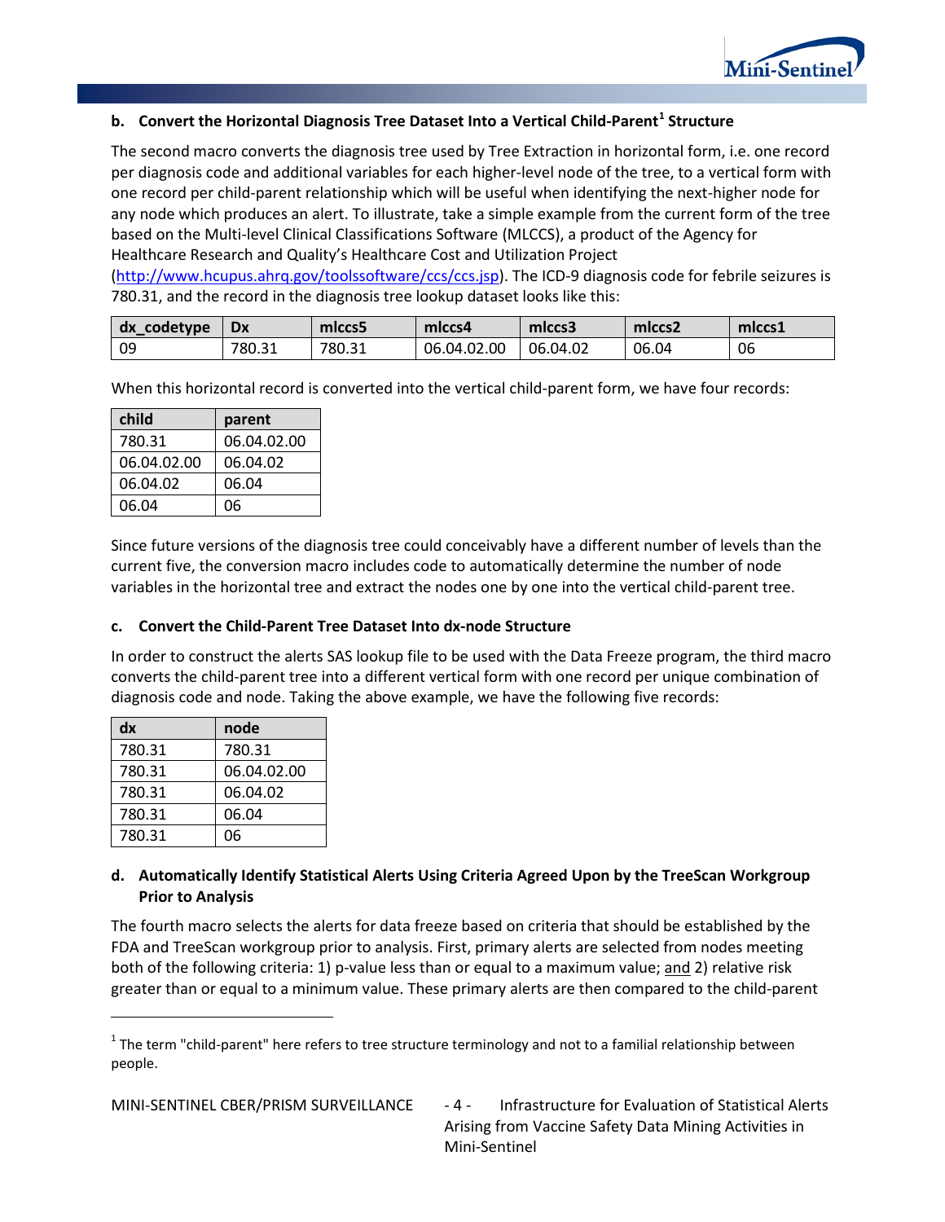### b. Convert the Horizontal Diagnosis Tree Dataset Into a Vertical Child-Parent[1] Structure

The second macro converts the diagnosis tree used by Tree Extraction in horizontal form, i.e. one record per diagnosis code and additional variables for each higher-level node of the tree, to a vertical form with one record per child-parent relationship which will be useful when identifying the next-higher node for any node which produces an alert. To illustrate, take a simple example from the current form of the tree based on the Multi-level Clinical Classifications Software (MLCCS), a product of the Agency for Healthcare Research and Quality's Healthcare Cost and Utilization Project (http://www.hcupus.ahrq.gov/toolssoftware/ccs/ccs.jsp). The ICD-9 diagnosis code for febrile seizures is 780.31, and the record in the diagnosis tree lookup dataset looks like this:

| dx_codetype | Dx | mlccs5 | mlccs4 | mlccs3 | mlccs2 | mlccs1 |
|---|---|---|---|---|---|---|
| 09 | 780.31 | 780.31 | 06.04.02.00 | 06.04.02 | 06.04 | 06 |

When this horizontal record is converted into the vertical child-parent form, we have four records:

| child | parent |
|---|---|
| 780.31 | 06.04.02.00 |
| 06.04.02.00 | 06.04.02 |
| 06.04.02 | 06.04 |
| 06.04 | 06 |

Since future versions of the diagnosis tree could conceivably have a different number of levels than the current five, the conversion macro includes code to automatically determine the number of node variables in the horizontal tree and extract the nodes one by one into the vertical child-parent tree.

### c. Convert the Child-Parent Tree Dataset Into dx-node Structure

In order to construct the alerts SAS lookup file to be used with the Data Freeze program, the third macro converts the child-parent tree into a different vertical form with one record per unique combination of diagnosis code and node. Taking the above example, we have the following five records:

| dx | node |
|---|---|
| 780.31 | 780.31 |
| 780.31 | 06.04.02.00 |
| 780.31 | 06.04.02 |
| 780.31 | 06.04 |
| 780.31 | 06 |

### d. Automatically Identify Statistical Alerts Using Criteria Agreed Upon by the TreeScan Workgroup Prior to Analysis

The fourth macro selects the alerts for data freeze based on criteria that should be established by the FDA and TreeScan workgroup prior to analysis. First, primary alerts are selected from nodes meeting both of the following criteria: 1) p-value less than or equal to a maximum value; and 2) relative risk greater than or equal to a minimum value. These primary alerts are then compared to the child-parent

[1] The term "child-parent" here refers to tree structure terminology and not to a familial relationship between people.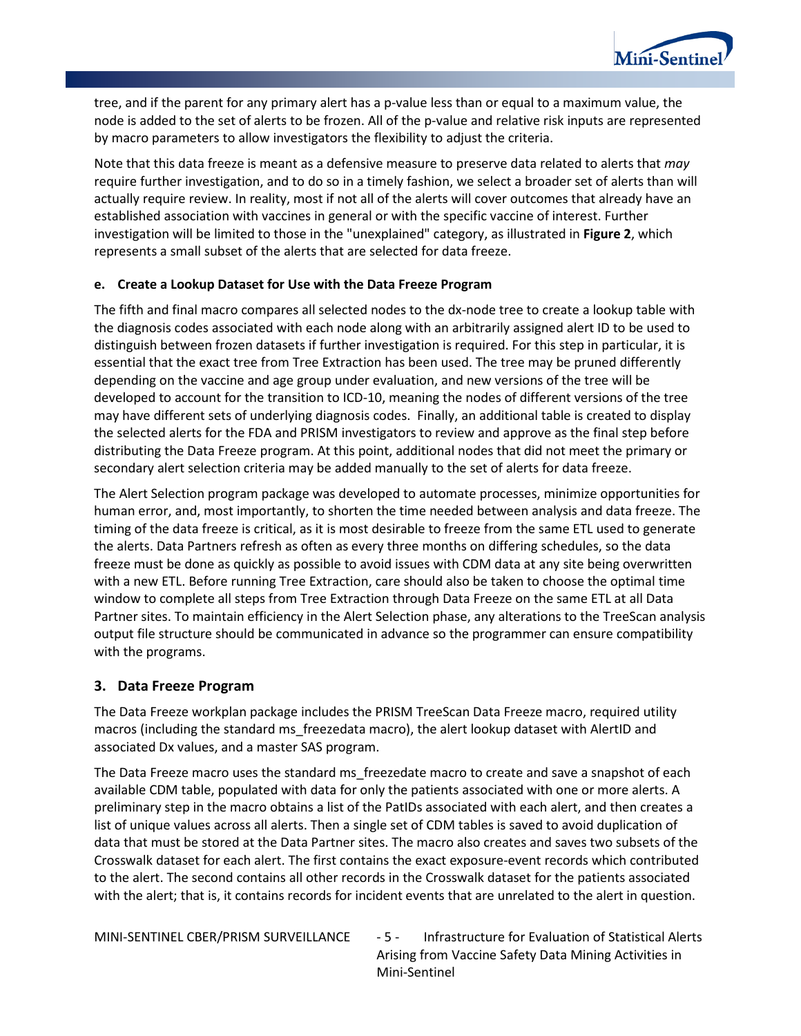tree, and if the parent for any primary alert has a p-value less than or equal to a maximum value, the node is added to the set of alerts to be frozen. All of the p-value and relative risk inputs are represented by macro parameters to allow investigators the flexibility to adjust the criteria.

Note that this data freeze is meant as a defensive measure to preserve data related to alerts that *may* require further investigation, and to do so in a timely fashion, we select a broader set of alerts than will actually require review. In reality, most if not all of the alerts will cover outcomes that already have an established association with vaccines in general or with the specific vaccine of interest. Further investigation will be limited to those in the "unexplained" category, as illustrated in **Figure 2**, which represents a small subset of the alerts that are selected for data freeze.

#### e. Create a Lookup Dataset for Use with the Data Freeze Program

The fifth and final macro compares all selected nodes to the dx-node tree to create a lookup table with the diagnosis codes associated with each node along with an arbitrarily assigned alert ID to be used to distinguish between frozen datasets if further investigation is required. For this step in particular, it is essential that the exact tree from Tree Extraction has been used. The tree may be pruned differently depending on the vaccine and age group under evaluation, and new versions of the tree will be developed to account for the transition to ICD-10, meaning the nodes of different versions of the tree may have different sets of underlying diagnosis codes. Finally, an additional table is created to display the selected alerts for the FDA and PRISM investigators to review and approve as the final step before distributing the Data Freeze program. At this point, additional nodes that did not meet the primary or secondary alert selection criteria may be added manually to the set of alerts for data freeze.

The Alert Selection program package was developed to automate processes, minimize opportunities for human error, and, most importantly, to shorten the time needed between analysis and data freeze. The timing of the data freeze is critical, as it is most desirable to freeze from the same ETL used to generate the alerts. Data Partners refresh as often as every three months on differing schedules, so the data freeze must be done as quickly as possible to avoid issues with CDM data at any site being overwritten with a new ETL. Before running Tree Extraction, care should also be taken to choose the optimal time window to complete all steps from Tree Extraction through Data Freeze on the same ETL at all Data Partner sites. To maintain efficiency in the Alert Selection phase, any alterations to the TreeScan analysis output file structure should be communicated in advance so the programmer can ensure compatibility with the programs.

### 3. Data Freeze Program

The Data Freeze workplan package includes the PRISM TreeScan Data Freeze macro, required utility macros (including the standard ms_freezedata macro), the alert lookup dataset with AlertID and associated Dx values, and a master SAS program.

The Data Freeze macro uses the standard ms_freezedate macro to create and save a snapshot of each available CDM table, populated with data for only the patients associated with one or more alerts. A preliminary step in the macro obtains a list of the PatIDs associated with each alert, and then creates a list of unique values across all alerts. Then a single set of CDM tables is saved to avoid duplication of data that must be stored at the Data Partner sites. The macro also creates and saves two subsets of the Crosswalk dataset for each alert. The first contains the exact exposure-event records which contributed to the alert. The second contains all other records in the Crosswalk dataset for the patients associated with the alert; that is, it contains records for incident events that are unrelated to the alert in question.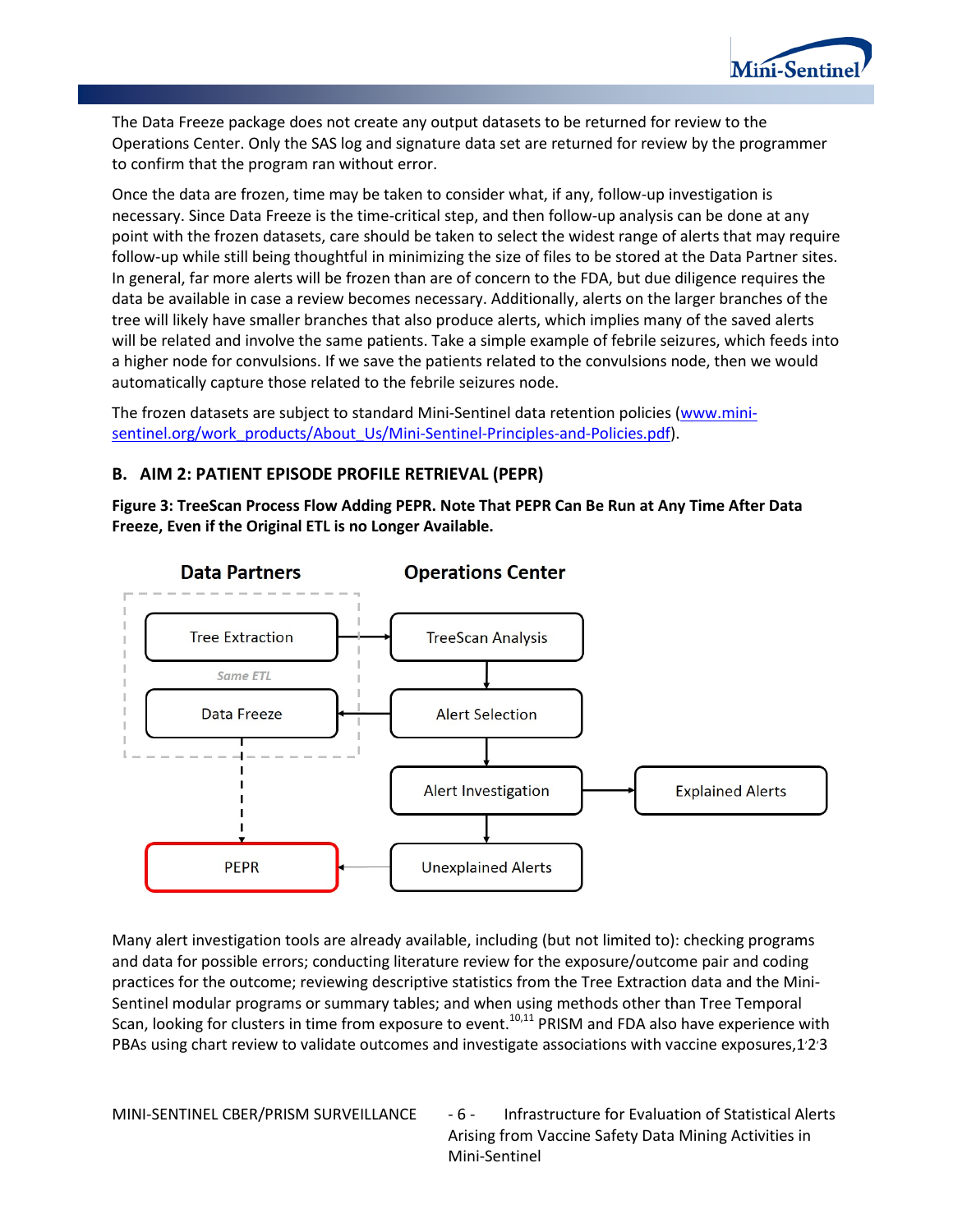The Data Freeze package does not create any output datasets to be returned for review to the Operations Center. Only the SAS log and signature data set are returned for review by the programmer to confirm that the program ran without error.

Once the data are frozen, time may be taken to consider what, if any, follow-up investigation is necessary. Since Data Freeze is the time-critical step, and then follow-up analysis can be done at any point with the frozen datasets, care should be taken to select the widest range of alerts that may require follow-up while still being thoughtful in minimizing the size of files to be stored at the Data Partner sites. In general, far more alerts will be frozen than are of concern to the FDA, but due diligence requires the data be available in case a review becomes necessary. Additionally, alerts on the larger branches of the tree will likely have smaller branches that also produce alerts, which implies many of the saved alerts will be related and involve the same patients. Take a simple example of febrile seizures, which feeds into a higher node for convulsions. If we save the patients related to the convulsions node, then we would automatically capture those related to the febrile seizures node.

The frozen datasets are subject to standard Mini-Sentinel data retention policies (www.mini-sentinel.org/work_products/About_Us/Mini-Sentinel-Principles-and-Policies.pdf).

## B. AIM 2: PATIENT EPISODE PROFILE RETRIEVAL (PEPR)

**Figure 3: TreeScan Process Flow Adding PEPR. Note That PEPR Can Be Run at Any Time After Data Freeze, Even if the Original ETL is no Longer Available.**

Data Partners

Operations Center

Tree Extraction

TreeScan Analysis

Same ETL

Data Freeze

Alert Selection

Alert Investigation

Explained Alerts

PEPR

Unexplained Alerts

Many alert investigation tools are already available, including (but not limited to): checking programs and data for possible errors; conducting literature review for the exposure/outcome pair and coding practices for the outcome; reviewing descriptive statistics from the Tree Extraction data and the Mini-Sentinel modular programs or summary tables; and when using methods other than Tree Temporal Scan, looking for clusters in time from exposure to event.[10,11] PRISM and FDA also have experience with PBAs using chart review to validate outcomes and investigate associations with vaccine exposures,1,2,3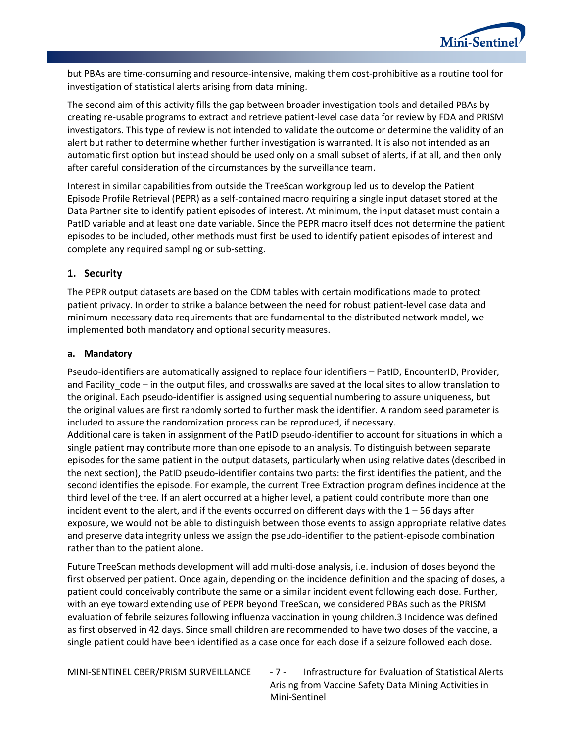but PBAs are time-consuming and resource-intensive, making them cost-prohibitive as a routine tool for investigation of statistical alerts arising from data mining.

The second aim of this activity fills the gap between broader investigation tools and detailed PBAs by creating re-usable programs to extract and retrieve patient-level case data for review by FDA and PRISM investigators. This type of review is not intended to validate the outcome or determine the validity of an alert but rather to determine whether further investigation is warranted. It is also not intended as an automatic first option but instead should be used only on a small subset of alerts, if at all, and then only after careful consideration of the circumstances by the surveillance team.

Interest in similar capabilities from outside the TreeScan workgroup led us to develop the Patient Episode Profile Retrieval (PEPR) as a self-contained macro requiring a single input dataset stored at the Data Partner site to identify patient episodes of interest. At minimum, the input dataset must contain a PatID variable and at least one date variable. Since the PEPR macro itself does not determine the patient episodes to be included, other methods must first be used to identify patient episodes of interest and complete any required sampling or sub-setting.

## 1. Security

The PEPR output datasets are based on the CDM tables with certain modifications made to protect patient privacy. In order to strike a balance between the need for robust patient-level case data and minimum-necessary data requirements that are fundamental to the distributed network model, we implemented both mandatory and optional security measures.

### a. Mandatory

Pseudo-identifiers are automatically assigned to replace four identifiers – PatID, EncounterID, Provider, and Facility_code – in the output files, and crosswalks are saved at the local sites to allow translation to the original. Each pseudo-identifier is assigned using sequential numbering to assure uniqueness, but the original values are first randomly sorted to further mask the identifier. A random seed parameter is included to assure the randomization process can be reproduced, if necessary.

Additional care is taken in assignment of the PatID pseudo-identifier to account for situations in which a single patient may contribute more than one episode to an analysis. To distinguish between separate episodes for the same patient in the output datasets, particularly when using relative dates (described in the next section), the PatID pseudo-identifier contains two parts: the first identifies the patient, and the second identifies the episode. For example, the current Tree Extraction program defines incidence at the third level of the tree. If an alert occurred at a higher level, a patient could contribute more than one incident event to the alert, and if the events occurred on different days with the 1 – 56 days after exposure, we would not be able to distinguish between those events to assign appropriate relative dates and preserve data integrity unless we assign the pseudo-identifier to the patient-episode combination rather than to the patient alone.

Future TreeScan methods development will add multi-dose analysis, i.e. inclusion of doses beyond the first observed per patient. Once again, depending on the incidence definition and the spacing of doses, a patient could conceivably contribute the same or a similar incident event following each dose. Further, with an eye toward extending use of PEPR beyond TreeScan, we considered PBAs such as the PRISM evaluation of febrile seizures following influenza vaccination in young children.[3] Incidence was defined as first observed in 42 days. Since small children are recommended to have two doses of the vaccine, a single patient could have been identified as a case once for each dose if a seizure followed each dose.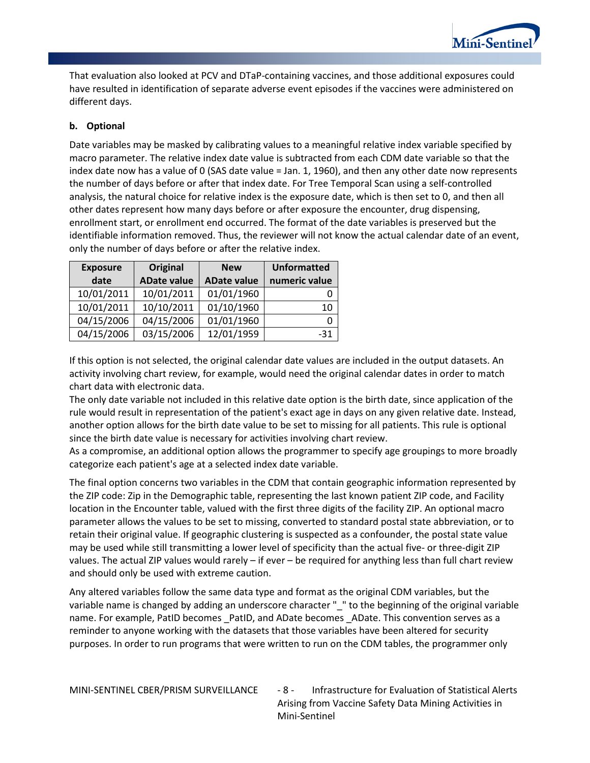That evaluation also looked at PCV and DTaP-containing vaccines, and those additional exposures could have resulted in identification of separate adverse event episodes if the vaccines were administered on different days.

**b. Optional**

Date variables may be masked by calibrating values to a meaningful relative index variable specified by macro parameter. The relative index date value is subtracted from each CDM date variable so that the index date now has a value of 0 (SAS date value = Jan. 1, 1960), and then any other date now represents the number of days before or after that index date. For Tree Temporal Scan using a self-controlled analysis, the natural choice for relative index is the exposure date, which is then set to 0, and then all other dates represent how many days before or after exposure the encounter, drug dispensing, enrollment start, or enrollment end occurred. The format of the date variables is preserved but the identifiable information removed. Thus, the reviewer will not know the actual calendar date of an event, only the number of days before or after the relative index.

| Exposure date | Original ADate value | New ADate value | Unformatted numeric value |
|---|---|---|---|
| 10/01/2011 | 10/01/2011 | 01/01/1960 | 0 |
| 10/01/2011 | 10/10/2011 | 01/10/1960 | 10 |
| 04/15/2006 | 04/15/2006 | 01/01/1960 | 0 |
| 04/15/2006 | 03/15/2006 | 12/01/1959 | -31 |

If this option is not selected, the original calendar date values are included in the output datasets. An activity involving chart review, for example, would need the original calendar dates in order to match chart data with electronic data.

The only date variable not included in this relative date option is the birth date, since application of the rule would result in representation of the patient's exact age in days on any given relative date. Instead, another option allows for the birth date value to be set to missing for all patients. This rule is optional since the birth date value is necessary for activities involving chart review.

As a compromise, an additional option allows the programmer to specify age groupings to more broadly categorize each patient's age at a selected index date variable.

The final option concerns two variables in the CDM that contain geographic information represented by the ZIP code: Zip in the Demographic table, representing the last known patient ZIP code, and Facility location in the Encounter table, valued with the first three digits of the facility ZIP. An optional macro parameter allows the values to be set to missing, converted to standard postal state abbreviation, or to retain their original value. If geographic clustering is suspected as a confounder, the postal state value may be used while still transmitting a lower level of specificity than the actual five- or three-digit ZIP values. The actual ZIP values would rarely – if ever – be required for anything less than full chart review and should only be used with extreme caution.

Any altered variables follow the same data type and format as the original CDM variables, but the variable name is changed by adding an underscore character "_" to the beginning of the original variable name. For example, PatID becomes _PatID, and ADate becomes _ADate. This convention serves as a reminder to anyone working with the datasets that those variables have been altered for security purposes. In order to run programs that were written to run on the CDM tables, the programmer only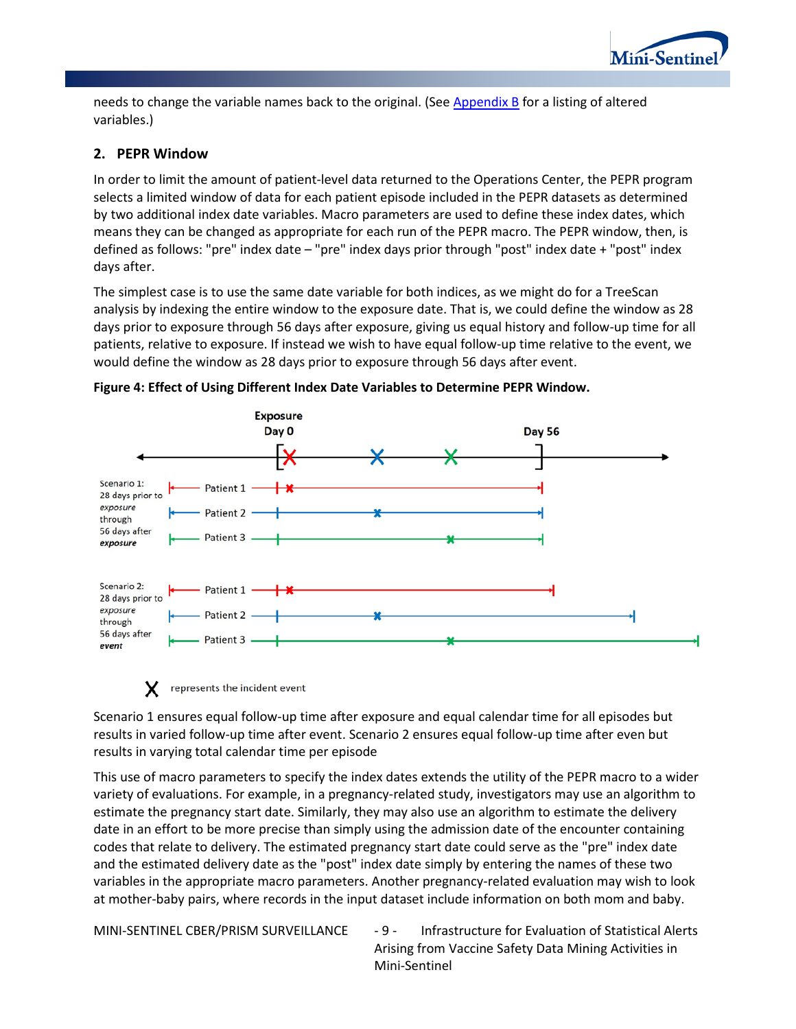needs to change the variable names back to the original. (See Appendix B for a listing of altered variables.)

## 2. PEPR Window

In order to limit the amount of patient-level data returned to the Operations Center, the PEPR program selects a limited window of data for each patient episode included in the PEPR datasets as determined by two additional index date variables. Macro parameters are used to define these index dates, which means they can be changed as appropriate for each run of the PEPR macro. The PEPR window, then, is defined as follows: "pre" index date – "pre" index days prior through "post" index date + "post" index days after.

The simplest case is to use the same date variable for both indices, as we might do for a TreeScan analysis by indexing the entire window to the exposure date. That is, we could define the window as 28 days prior to exposure through 56 days after exposure, giving us equal history and follow-up time for all patients, relative to exposure. If instead we wish to have equal follow-up time relative to the event, we would define the window as 28 days prior to exposure through 56 days after event.

**Figure 4: Effect of Using Different Index Date Variables to Determine PEPR Window.**

Exposure
Day 0
Day 56

Scenario 1: 28 days prior to *exposure* through 56 days after ***exposure***

Patient 1
Patient 2
Patient 3

Scenario 2: 28 days prior to *exposure* through 56 days after ***event***

Patient 1
Patient 2
Patient 3

X represents the incident event

Scenario 1 ensures equal follow-up time after exposure and equal calendar time for all episodes but results in varied follow-up time after event. Scenario 2 ensures equal follow-up time after even but results in varying total calendar time per episode

This use of macro parameters to specify the index dates extends the utility of the PEPR macro to a wider variety of evaluations. For example, in a pregnancy-related study, investigators may use an algorithm to estimate the pregnancy start date. Similarly, they may also use an algorithm to estimate the delivery date in an effort to be more precise than simply using the admission date of the encounter containing codes that relate to delivery. The estimated pregnancy start date could serve as the "pre" index date and the estimated delivery date as the "post" index date simply by entering the names of these two variables in the appropriate macro parameters. Another pregnancy-related evaluation may wish to look at mother-baby pairs, where records in the input dataset include information on both mom and baby.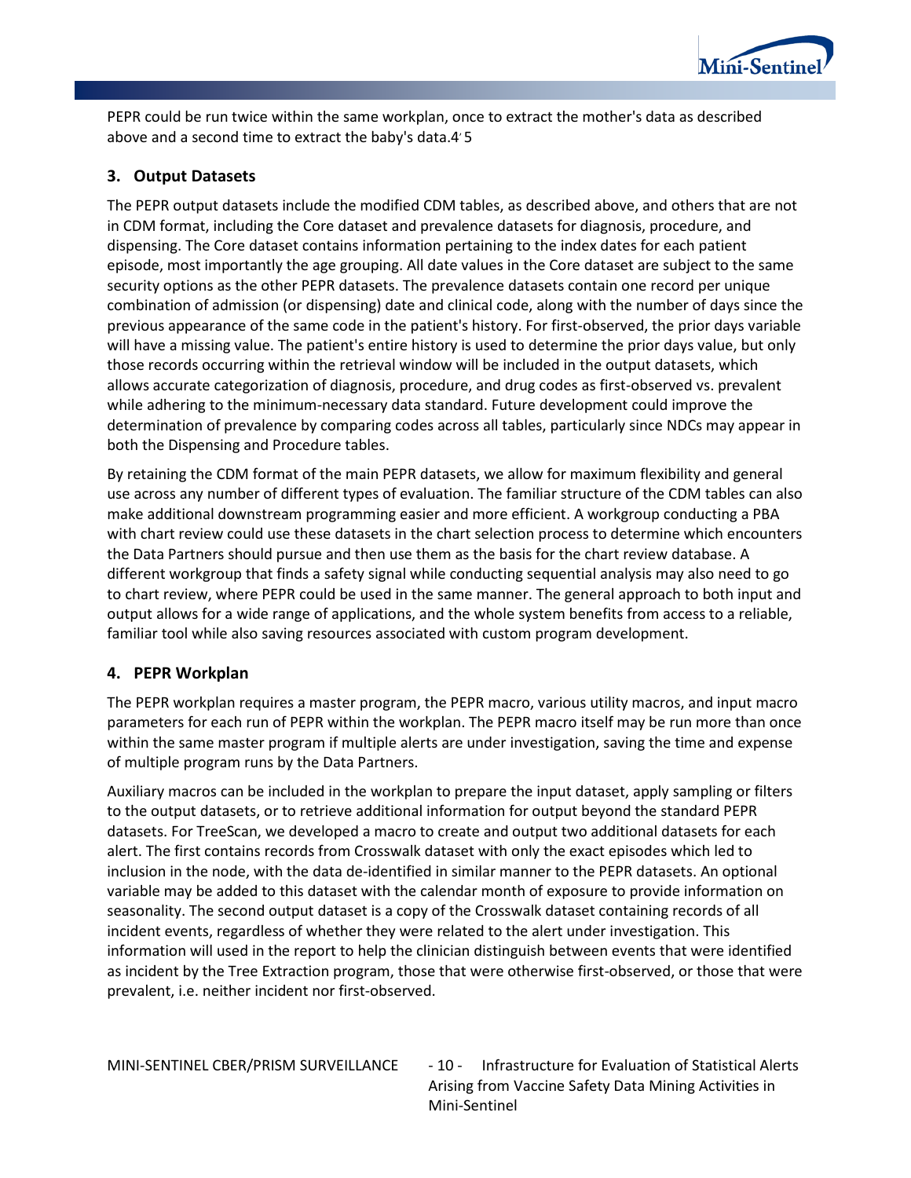PEPR could be run twice within the same workplan, once to extract the mother's data as described above and a second time to extract the baby's data.[4,5]

## 3. Output Datasets

The PEPR output datasets include the modified CDM tables, as described above, and others that are not in CDM format, including the Core dataset and prevalence datasets for diagnosis, procedure, and dispensing. The Core dataset contains information pertaining to the index dates for each patient episode, most importantly the age grouping. All date values in the Core dataset are subject to the same security options as the other PEPR datasets. The prevalence datasets contain one record per unique combination of admission (or dispensing) date and clinical code, along with the number of days since the previous appearance of the same code in the patient's history. For first-observed, the prior days variable will have a missing value. The patient's entire history is used to determine the prior days value, but only those records occurring within the retrieval window will be included in the output datasets, which allows accurate categorization of diagnosis, procedure, and drug codes as first-observed vs. prevalent while adhering to the minimum-necessary data standard. Future development could improve the determination of prevalence by comparing codes across all tables, particularly since NDCs may appear in both the Dispensing and Procedure tables.

By retaining the CDM format of the main PEPR datasets, we allow for maximum flexibility and general use across any number of different types of evaluation. The familiar structure of the CDM tables can also make additional downstream programming easier and more efficient. A workgroup conducting a PBA with chart review could use these datasets in the chart selection process to determine which encounters the Data Partners should pursue and then use them as the basis for the chart review database. A different workgroup that finds a safety signal while conducting sequential analysis may also need to go to chart review, where PEPR could be used in the same manner. The general approach to both input and output allows for a wide range of applications, and the whole system benefits from access to a reliable, familiar tool while also saving resources associated with custom program development.

## 4. PEPR Workplan

The PEPR workplan requires a master program, the PEPR macro, various utility macros, and input macro parameters for each run of PEPR within the workplan. The PEPR macro itself may be run more than once within the same master program if multiple alerts are under investigation, saving the time and expense of multiple program runs by the Data Partners.

Auxiliary macros can be included in the workplan to prepare the input dataset, apply sampling or filters to the output datasets, or to retrieve additional information for output beyond the standard PEPR datasets. For TreeScan, we developed a macro to create and output two additional datasets for each alert. The first contains records from Crosswalk dataset with only the exact episodes which led to inclusion in the node, with the data de-identified in similar manner to the PEPR datasets. An optional variable may be added to this dataset with the calendar month of exposure to provide information on seasonality. The second output dataset is a copy of the Crosswalk dataset containing records of all incident events, regardless of whether they were related to the alert under investigation. This information will used in the report to help the clinician distinguish between events that were identified as incident by the Tree Extraction program, those that were otherwise first-observed, or those that were prevalent, i.e. neither incident nor first-observed.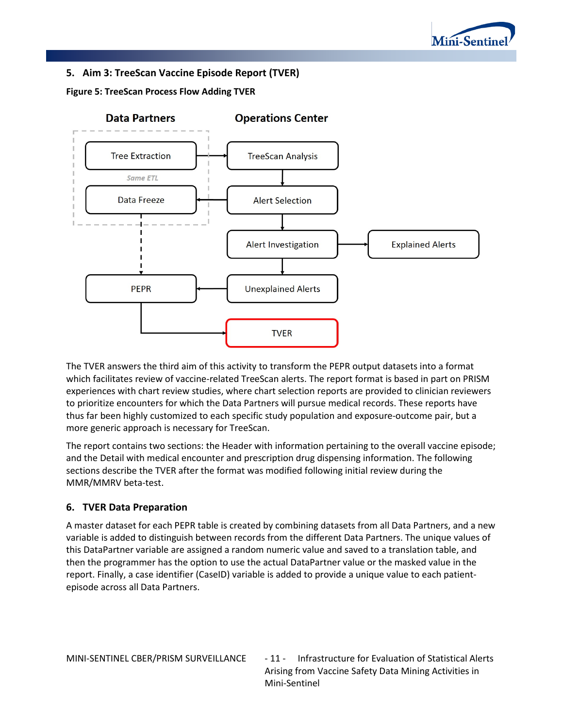## 5. Aim 3: TreeScan Vaccine Episode Report (TVER)

**Figure 5: TreeScan Process Flow Adding TVER**

Data Partners

Operations Center

Tree Extraction

Same ETL

Data Freeze

TreeScan Analysis

Alert Selection

Alert Investigation

Explained Alerts

PEPR

Unexplained Alerts

TVER

The TVER answers the third aim of this activity to transform the PEPR output datasets into a format which facilitates review of vaccine-related TreeScan alerts. The report format is based in part on PRISM experiences with chart review studies, where chart selection reports are provided to clinician reviewers to prioritize encounters for which the Data Partners will pursue medical records. These reports have thus far been highly customized to each specific study population and exposure-outcome pair, but a more generic approach is necessary for TreeScan.

The report contains two sections: the Header with information pertaining to the overall vaccine episode; and the Detail with medical encounter and prescription drug dispensing information. The following sections describe the TVER after the format was modified following initial review during the MMR/MMRV beta-test.

## 6. TVER Data Preparation

A master dataset for each PEPR table is created by combining datasets from all Data Partners, and a new variable is added to distinguish between records from the different Data Partners. The unique values of this DataPartner variable are assigned a random numeric value and saved to a translation table, and then the programmer has the option to use the actual DataPartner value or the masked value in the report. Finally, a case identifier (CaseID) variable is added to provide a unique value to each patient-episode across all Data Partners.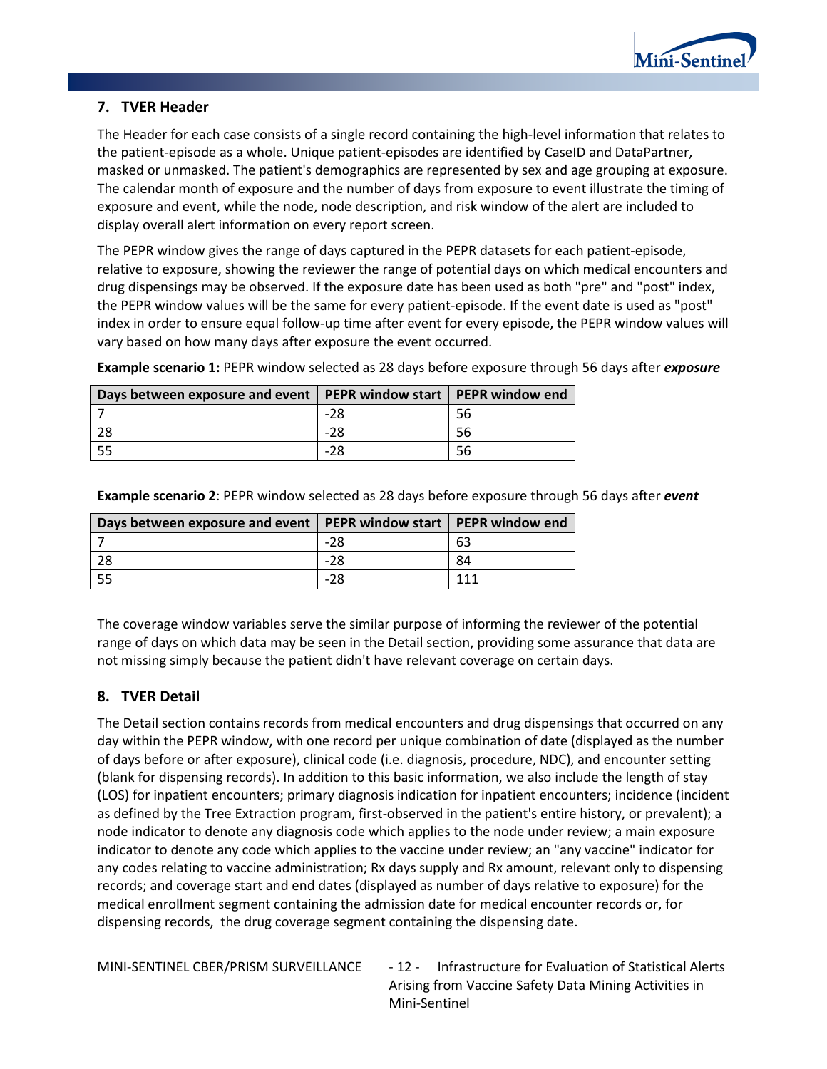## 7. TVER Header

The Header for each case consists of a single record containing the high-level information that relates to the patient-episode as a whole. Unique patient-episodes are identified by CaseID and DataPartner, masked or unmasked. The patient's demographics are represented by sex and age grouping at exposure. The calendar month of exposure and the number of days from exposure to event illustrate the timing of exposure and event, while the node, node description, and risk window of the alert are included to display overall alert information on every report screen.

The PEPR window gives the range of days captured in the PEPR datasets for each patient-episode, relative to exposure, showing the reviewer the range of potential days on which medical encounters and drug dispensings may be observed. If the exposure date has been used as both "pre" and "post" index, the PEPR window values will be the same for every patient-episode. If the event date is used as "post" index in order to ensure equal follow-up time after event for every episode, the PEPR window values will vary based on how many days after exposure the event occurred.

**Example scenario 1:** PEPR window selected as 28 days before exposure through 56 days after ***exposure***

| Days between exposure and event | PEPR window start | PEPR window end |
|---|---|---|
| 7 | -28 | 56 |
| 28 | -28 | 56 |
| 55 | -28 | 56 |

**Example scenario 2**: PEPR window selected as 28 days before exposure through 56 days after ***event***

| Days between exposure and event | PEPR window start | PEPR window end |
|---|---|---|
| 7 | -28 | 63 |
| 28 | -28 | 84 |
| 55 | -28 | 111 |

The coverage window variables serve the similar purpose of informing the reviewer of the potential range of days on which data may be seen in the Detail section, providing some assurance that data are not missing simply because the patient didn't have relevant coverage on certain days.

## 8. TVER Detail

The Detail section contains records from medical encounters and drug dispensings that occurred on any day within the PEPR window, with one record per unique combination of date (displayed as the number of days before or after exposure), clinical code (i.e. diagnosis, procedure, NDC), and encounter setting (blank for dispensing records). In addition to this basic information, we also include the length of stay (LOS) for inpatient encounters; primary diagnosis indication for inpatient encounters; incidence (incident as defined by the Tree Extraction program, first-observed in the patient's entire history, or prevalent); a node indicator to denote any diagnosis code which applies to the node under review; a main exposure indicator to denote any code which applies to the vaccine under review; an "any vaccine" indicator for any codes relating to vaccine administration; Rx days supply and Rx amount, relevant only to dispensing records; and coverage start and end dates (displayed as number of days relative to exposure) for the medical enrollment segment containing the admission date for medical encounter records or, for dispensing records, the drug coverage segment containing the dispensing date.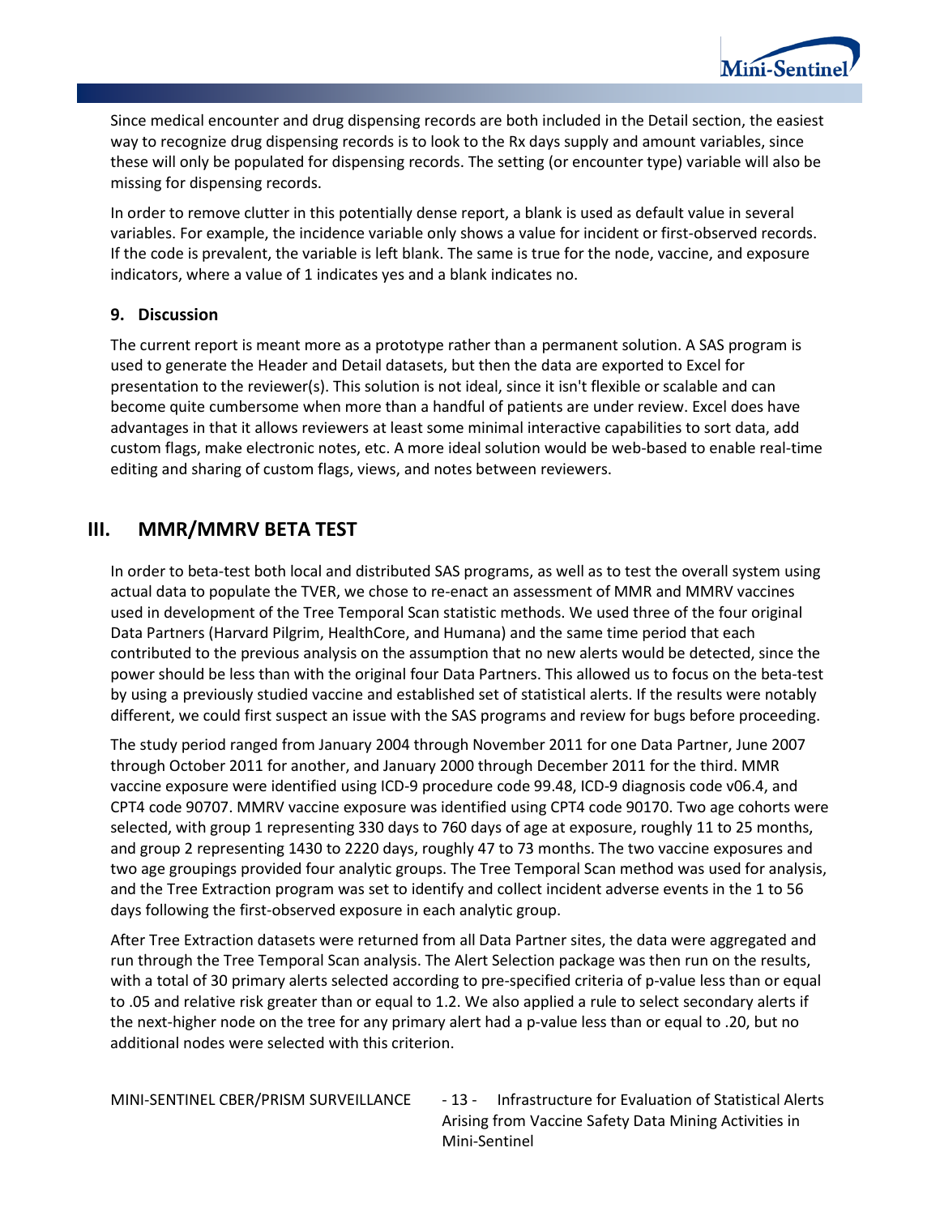Since medical encounter and drug dispensing records are both included in the Detail section, the easiest way to recognize drug dispensing records is to look to the Rx days supply and amount variables, since these will only be populated for dispensing records. The setting (or encounter type) variable will also be missing for dispensing records.

In order to remove clutter in this potentially dense report, a blank is used as default value in several variables. For example, the incidence variable only shows a value for incident or first-observed records. If the code is prevalent, the variable is left blank. The same is true for the node, vaccine, and exposure indicators, where a value of 1 indicates yes and a blank indicates no.

### 9. Discussion

The current report is meant more as a prototype rather than a permanent solution. A SAS program is used to generate the Header and Detail datasets, but then the data are exported to Excel for presentation to the reviewer(s). This solution is not ideal, since it isn't flexible or scalable and can become quite cumbersome when more than a handful of patients are under review. Excel does have advantages in that it allows reviewers at least some minimal interactive capabilities to sort data, add custom flags, make electronic notes, etc. A more ideal solution would be web-based to enable real-time editing and sharing of custom flags, views, and notes between reviewers.

## III. MMR/MMRV BETA TEST

In order to beta-test both local and distributed SAS programs, as well as to test the overall system using actual data to populate the TVER, we chose to re-enact an assessment of MMR and MMRV vaccines used in development of the Tree Temporal Scan statistic methods. We used three of the four original Data Partners (Harvard Pilgrim, HealthCore, and Humana) and the same time period that each contributed to the previous analysis on the assumption that no new alerts would be detected, since the power should be less than with the original four Data Partners. This allowed us to focus on the beta-test by using a previously studied vaccine and established set of statistical alerts. If the results were notably different, we could first suspect an issue with the SAS programs and review for bugs before proceeding.

The study period ranged from January 2004 through November 2011 for one Data Partner, June 2007 through October 2011 for another, and January 2000 through December 2011 for the third. MMR vaccine exposure were identified using ICD-9 procedure code 99.48, ICD-9 diagnosis code v06.4, and CPT4 code 90707. MMRV vaccine exposure was identified using CPT4 code 90170. Two age cohorts were selected, with group 1 representing 330 days to 760 days of age at exposure, roughly 11 to 25 months, and group 2 representing 1430 to 2220 days, roughly 47 to 73 months. The two vaccine exposures and two age groupings provided four analytic groups. The Tree Temporal Scan method was used for analysis, and the Tree Extraction program was set to identify and collect incident adverse events in the 1 to 56 days following the first-observed exposure in each analytic group.

After Tree Extraction datasets were returned from all Data Partner sites, the data were aggregated and run through the Tree Temporal Scan analysis. The Alert Selection package was then run on the results, with a total of 30 primary alerts selected according to pre-specified criteria of p-value less than or equal to .05 and relative risk greater than or equal to 1.2. We also applied a rule to select secondary alerts if the next-higher node on the tree for any primary alert had a p-value less than or equal to .20, but no additional nodes were selected with this criterion.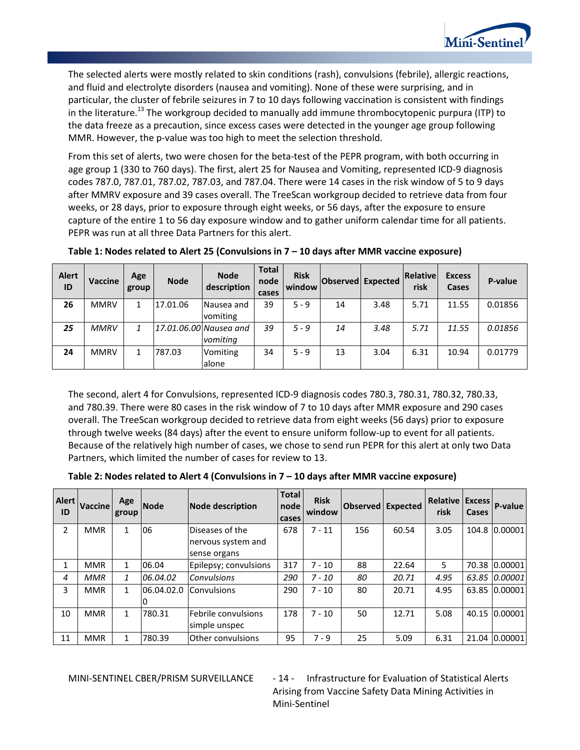The selected alerts were mostly related to skin conditions (rash), convulsions (febrile), allergic reactions, and fluid and electrolyte disorders (nausea and vomiting). None of these were surprising, and in particular, the cluster of febrile seizures in 7 to 10 days following vaccination is consistent with findings in the literature.[13] The workgroup decided to manually add immune thrombocytopenic purpura (ITP) to the data freeze as a precaution, since excess cases were detected in the younger age group following MMR. However, the p-value was too high to meet the selection threshold.

From this set of alerts, two were chosen for the beta-test of the PEPR program, with both occurring in age group 1 (330 to 760 days). The first, alert 25 for Nausea and Vomiting, represented ICD-9 diagnosis codes 787.0, 787.01, 787.02, 787.03, and 787.04. There were 14 cases in the risk window of 5 to 9 days after MMRV exposure and 39 cases overall. The TreeScan workgroup decided to retrieve data from four weeks, or 28 days, prior to exposure through eight weeks, or 56 days, after the exposure to ensure capture of the entire 1 to 56 day exposure window and to gather uniform calendar time for all patients. PEPR was run at all three Data Partners for this alert.

**Table 1: Nodes related to Alert 25 (Convulsions in 7 – 10 days after MMR vaccine exposure)**

| Alert ID | Vaccine | Age group | Node | Node description | Total node cases | Risk window | Observed | Expected | Relative risk | Excess Cases | P-value |
|---|---|---|---|---|---|---|---|---|---|---|---|
| **26** | MMRV | 1 | 17.01.06 | Nausea and vomiting | 39 | 5 - 9 | 14 | 3.48 | 5.71 | 11.55 | 0.01856 |
| ***25*** | *MMRV* | *1* | *17.01.06.00* | *Nausea and vomiting* | *39* | *5 - 9* | *14* | *3.48* | *5.71* | *11.55* | *0.01856* |
| **24** | MMRV | 1 | 787.03 | Vomiting alone | 34 | 5 - 9 | 13 | 3.04 | 6.31 | 10.94 | 0.01779 |

The second, alert 4 for Convulsions, represented ICD-9 diagnosis codes 780.3, 780.31, 780.32, 780.33, and 780.39. There were 80 cases in the risk window of 7 to 10 days after MMR exposure and 290 cases overall. The TreeScan workgroup decided to retrieve data from eight weeks (56 days) prior to exposure through twelve weeks (84 days) after the event to ensure uniform follow-up to event for all patients. Because of the relatively high number of cases, we chose to send run PEPR for this alert at only two Data Partners, which limited the number of cases for review to 13.

**Table 2: Nodes related to Alert 4 (Convulsions in 7 – 10 days after MMR vaccine exposure)**

| Alert ID | Vaccine | Age group | Node | Node description | Total node cases | Risk window | Observed | Expected | Relative risk | Excess Cases | P-value |
|---|---|---|---|---|---|---|---|---|---|---|---|
| 2 | MMR | 1 | 06 | Diseases of the nervous system and sense organs | 678 | 7 - 11 | 156 | 60.54 | 3.05 | 104.8 | 0.00001 |
| 1 | MMR | 1 | 06.04 | Epilepsy; convulsions | 317 | 7 - 10 | 88 | 22.64 | 5 | 70.38 | 0.00001 |
| *4* | *MMR* | *1* | *06.04.02* | *Convulsions* | *290* | *7 - 10* | *80* | *20.71* | *4.95* | *63.85* | *0.00001* |
| 3 | MMR | 1 | 06.04.02.00 | Convulsions | 290 | 7 - 10 | 80 | 20.71 | 4.95 | 63.85 | 0.00001 |
| 10 | MMR | 1 | 780.31 | Febrile convulsions simple unspec | 178 | 7 - 10 | 50 | 12.71 | 5.08 | 40.15 | 0.00001 |
| 11 | MMR | 1 | 780.39 | Other convulsions | 95 | 7 - 9 | 25 | 5.09 | 6.31 | 21.04 | 0.00001 |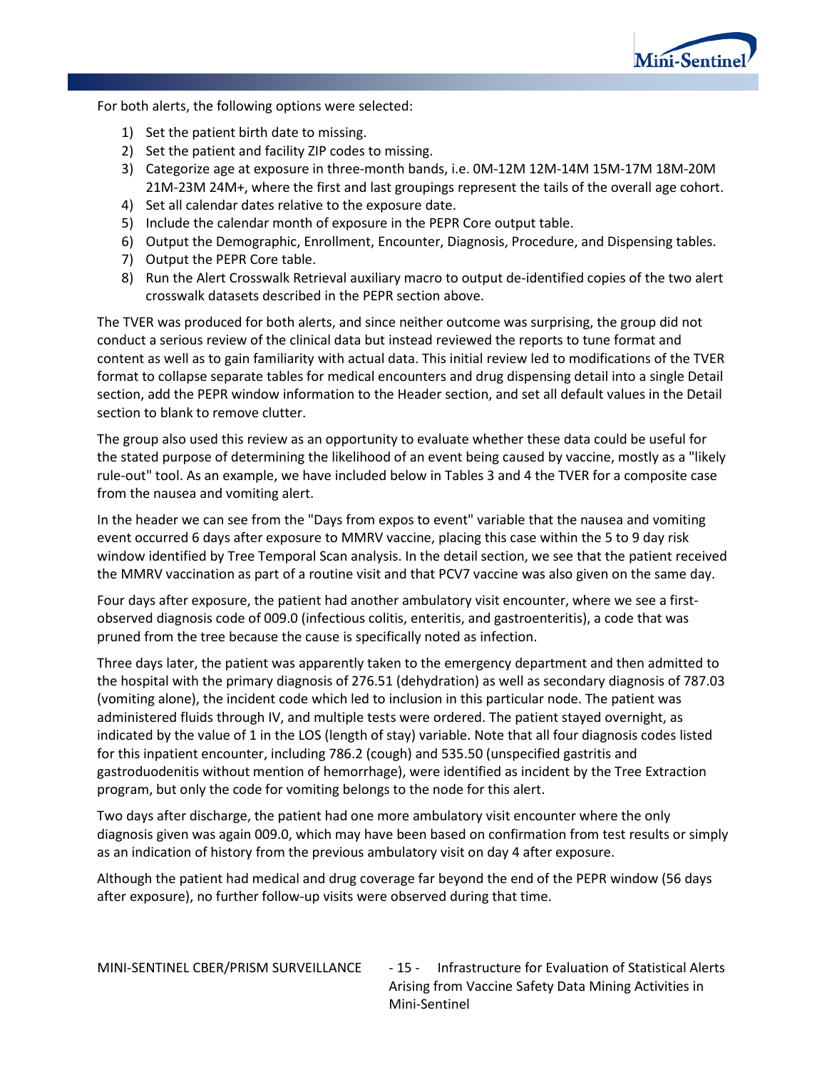For both alerts, the following options were selected:

1) Set the patient birth date to missing.
2) Set the patient and facility ZIP codes to missing.
3) Categorize age at exposure in three-month bands, i.e. 0M-12M 12M-14M 15M-17M 18M-20M 21M-23M 24M+, where the first and last groupings represent the tails of the overall age cohort.
4) Set all calendar dates relative to the exposure date.
5) Include the calendar month of exposure in the PEPR Core output table.
6) Output the Demographic, Enrollment, Encounter, Diagnosis, Procedure, and Dispensing tables.
7) Output the PEPR Core table.
8) Run the Alert Crosswalk Retrieval auxiliary macro to output de-identified copies of the two alert crosswalk datasets described in the PEPR section above.

The TVER was produced for both alerts, and since neither outcome was surprising, the group did not conduct a serious review of the clinical data but instead reviewed the reports to tune format and content as well as to gain familiarity with actual data. This initial review led to modifications of the TVER format to collapse separate tables for medical encounters and drug dispensing detail into a single Detail section, add the PEPR window information to the Header section, and set all default values in the Detail section to blank to remove clutter.

The group also used this review as an opportunity to evaluate whether these data could be useful for the stated purpose of determining the likelihood of an event being caused by vaccine, mostly as a "likely rule-out" tool. As an example, we have included below in Tables 3 and 4 the TVER for a composite case from the nausea and vomiting alert.

In the header we can see from the "Days from expos to event" variable that the nausea and vomiting event occurred 6 days after exposure to MMRV vaccine, placing this case within the 5 to 9 day risk window identified by Tree Temporal Scan analysis. In the detail section, we see that the patient received the MMRV vaccination as part of a routine visit and that PCV7 vaccine was also given on the same day.

Four days after exposure, the patient had another ambulatory visit encounter, where we see a first-observed diagnosis code of 009.0 (infectious colitis, enteritis, and gastroenteritis), a code that was pruned from the tree because the cause is specifically noted as infection.

Three days later, the patient was apparently taken to the emergency department and then admitted to the hospital with the primary diagnosis of 276.51 (dehydration) as well as secondary diagnosis of 787.03 (vomiting alone), the incident code which led to inclusion in this particular node. The patient was administered fluids through IV, and multiple tests were ordered. The patient stayed overnight, as indicated by the value of 1 in the LOS (length of stay) variable. Note that all four diagnosis codes listed for this inpatient encounter, including 786.2 (cough) and 535.50 (unspecified gastritis and gastroduodenitis without mention of hemorrhage), were identified as incident by the Tree Extraction program, but only the code for vomiting belongs to the node for this alert.

Two days after discharge, the patient had one more ambulatory visit encounter where the only diagnosis given was again 009.0, which may have been based on confirmation from test results or simply as an indication of history from the previous ambulatory visit on day 4 after exposure.

Although the patient had medical and drug coverage far beyond the end of the PEPR window (56 days after exposure), no further follow-up visits were observed during that time.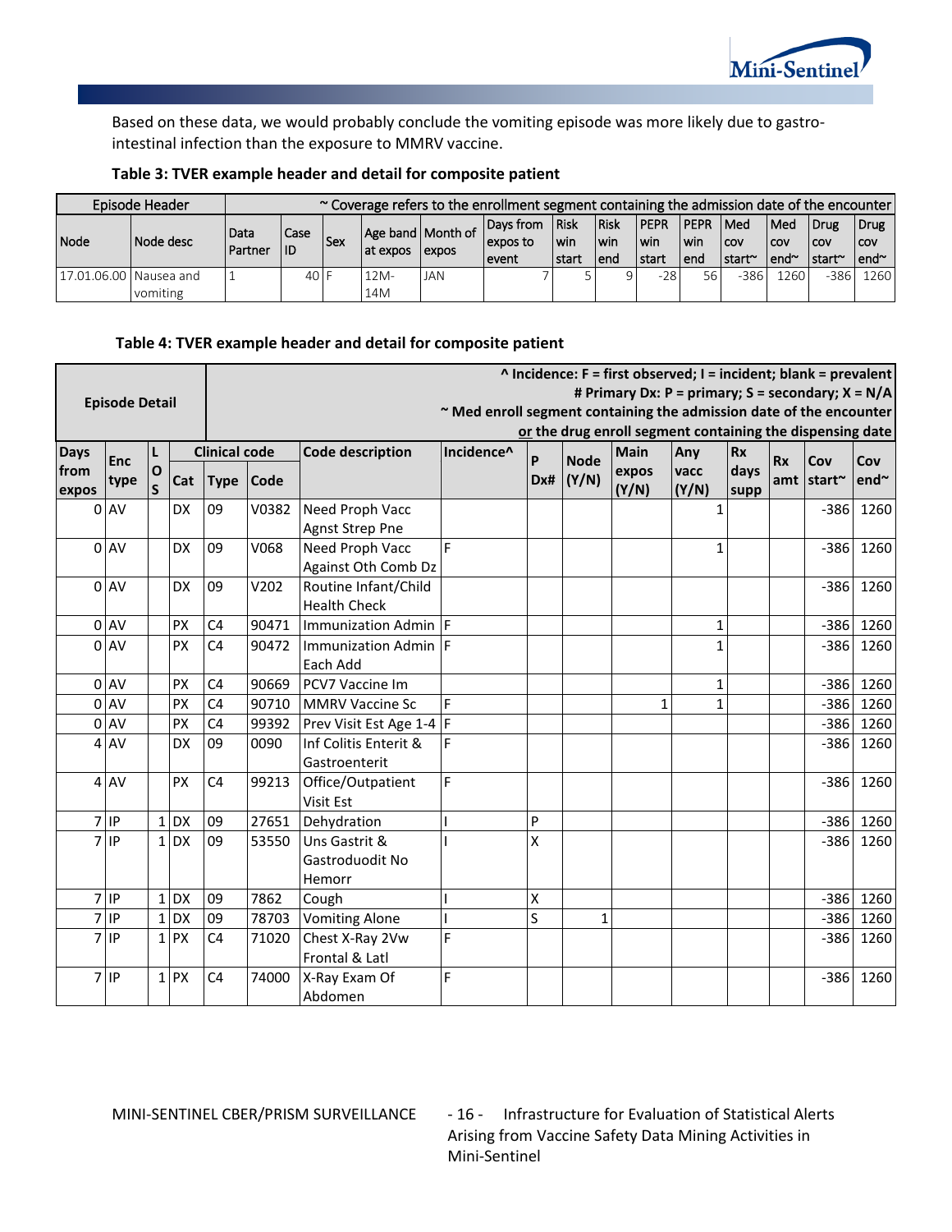Based on these data, we would probably conclude the vomiting episode was more likely due to gastro-intestinal infection than the exposure to MMRV vaccine.

**Table 3: TVER example header and detail for composite patient**

| Episode Header | | ~ Coverage refers to the enrollment segment containing the admission date of the encounter | | | | | | | | | | | | | |
|---|---|---|---|---|---|---|---|---|---|---|---|---|---|---|---|
| Node | Node desc | Data Partner | Case ID | Sex | Age band at expos | Month of expos | Days from expos to event | Risk win start | Risk win end | PEPR win start | PEPR win end | Med cov start~ | Med cov end~ | Drug cov start~ | Drug cov end~ |
| 17.01.06.00 | Nausea and vomiting | 1 | 40 | F | 12M-14M | JAN | 7 | 5 | 9 | -28 | 56 | -386 | 1260 | -386 | 1260 |

**Table 4: TVER example header and detail for composite patient**

| Episode Detail | | | ^ Incidence: F = first observed; I = incident; blank = prevalent<br># Primary Dx: P = primary; S = secondary; X = N/A<br>~ Med enroll segment containing the admission date of the encounter<br>or the drug enroll segment containing the dispensing date | | | | | | | | | | | | |
|---|---|---|---|---|---|---|---|---|---|---|---|---|---|---|---|
| Days from expos | Enc type | LOS | Clinical code Cat | Type | Code | Code description | Incidence^ | P Dx# | Node (Y/N) | Main expos (Y/N) | Any vacc (Y/N) | Rx days supp | Rx amt | Cov start~ | Cov end~ |
| 0 | AV | | DX | 09 | V0382 | Need Proph Vacc Agnst Strep Pne | | | | | 1 | | | -386 | 1260 |
| 0 | AV | | DX | 09 | V068 | Need Proph Vacc Against Oth Comb Dz | F | | | | 1 | | | -386 | 1260 |
| 0 | AV | | DX | 09 | V202 | Routine Infant/Child Health Check | | | | | | | | -386 | 1260 |
| 0 | AV | | PX | C4 | 90471 | Immunization Admin | F | | | | 1 | | | -386 | 1260 |
| 0 | AV | | PX | C4 | 90472 | Immunization Admin Each Add | F | | | | 1 | | | -386 | 1260 |
| 0 | AV | | PX | C4 | 90669 | PCV7 Vaccine Im | | | | | 1 | | | -386 | 1260 |
| 0 | AV | | PX | C4 | 90710 | MMRV Vaccine Sc | F | | | 1 | 1 | | | -386 | 1260 |
| 0 | AV | | PX | C4 | 99392 | Prev Visit Est Age 1-4 | F | | | | | | | -386 | 1260 |
| 4 | AV | | DX | 09 | 0090 | Inf Colitis Enterit & Gastroenterit | F | | | | | | | -386 | 1260 |
| 4 | AV | | PX | C4 | 99213 | Office/Outpatient Visit Est | F | | | | | | | -386 | 1260 |
| 7 | IP | 1 | DX | 09 | 27651 | Dehydration | I | P | | | | | | -386 | 1260 |
| 7 | IP | 1 | DX | 09 | 53550 | Uns Gastrit & Gastroduodit No Hemorr | I | X | | | | | | -386 | 1260 |
| 7 | IP | 1 | DX | 09 | 7862 | Cough | I | X | | | | | | -386 | 1260 |
| 7 | IP | 1 | DX | 09 | 78703 | Vomiting Alone | I | S | 1 | | | | | -386 | 1260 |
| 7 | IP | 1 | PX | C4 | 71020 | Chest X-Ray 2Vw Frontal & Latl | F | | | | | | | -386 | 1260 |
| 7 | IP | 1 | PX | C4 | 74000 | X-Ray Exam Of Abdomen | F | | | | | | | -386 | 1260 |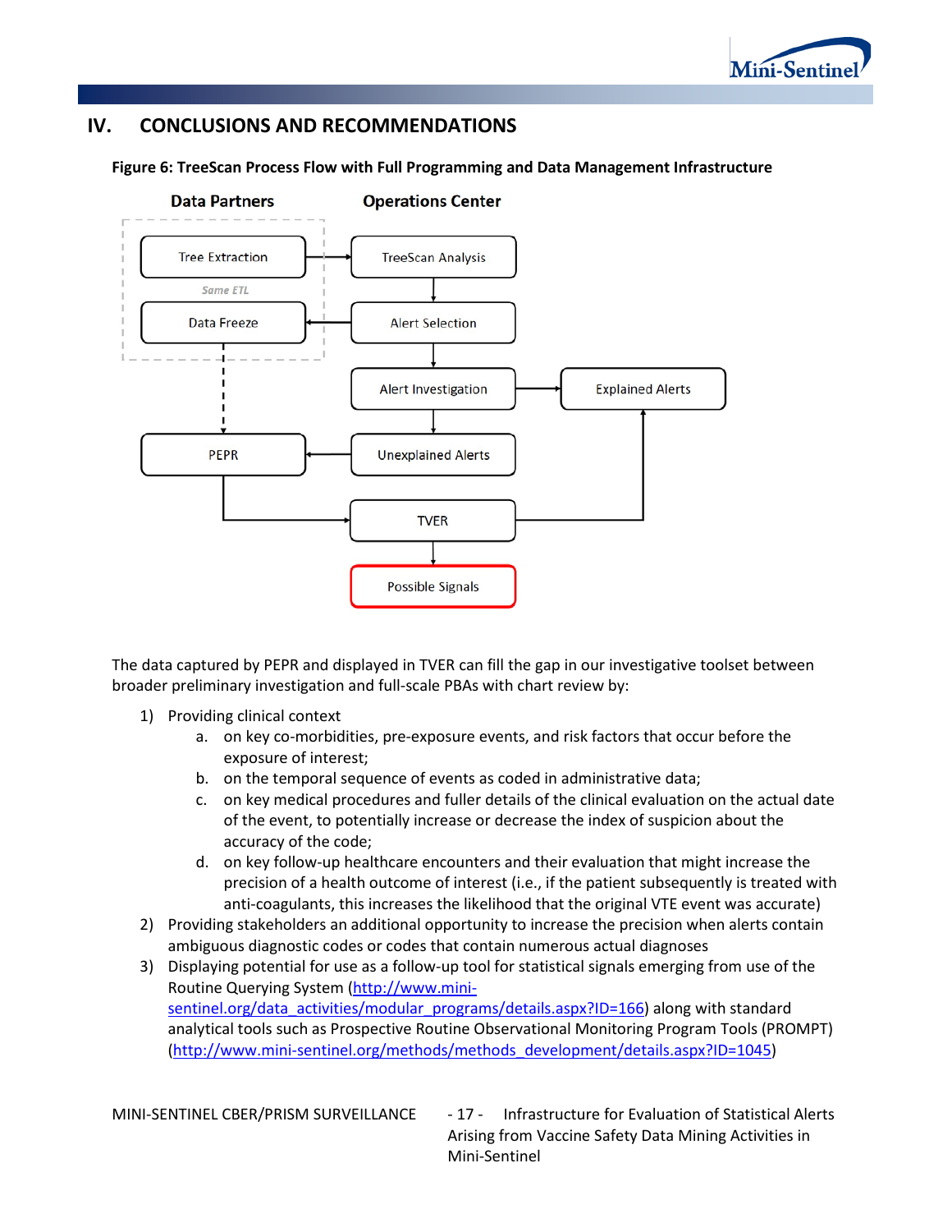# IV. CONCLUSIONS AND RECOMMENDATIONS

**Figure 6: TreeScan Process Flow with Full Programming and Data Management Infrastructure**

Data Partners

Operations Center

Tree Extraction

TreeScan Analysis

Same ETL

Data Freeze

Alert Selection

Alert Investigation

Explained Alerts

PEPR

Unexplained Alerts

TVER

Possible Signals

The data captured by PEPR and displayed in TVER can fill the gap in our investigative toolset between broader preliminary investigation and full-scale PBAs with chart review by:

1) Providing clinical context
   a. on key co-morbidities, pre-exposure events, and risk factors that occur before the exposure of interest;
   b. on the temporal sequence of events as coded in administrative data;
   c. on key medical procedures and fuller details of the clinical evaluation on the actual date of the event, to potentially increase or decrease the index of suspicion about the accuracy of the code;
   d. on key follow-up healthcare encounters and their evaluation that might increase the precision of a health outcome of interest (i.e., if the patient subsequently is treated with anti-coagulants, this increases the likelihood that the original VTE event was accurate)
2) Providing stakeholders an additional opportunity to increase the precision when alerts contain ambiguous diagnostic codes or codes that contain numerous actual diagnoses
3) Displaying potential for use as a follow-up tool for statistical signals emerging from use of the Routine Querying System (http://www.mini-sentinel.org/data_activities/modular_programs/details.aspx?ID=166) along with standard analytical tools such as Prospective Routine Observational Monitoring Program Tools (PROMPT) (http://www.mini-sentinel.org/methods/methods_development/details.aspx?ID=1045)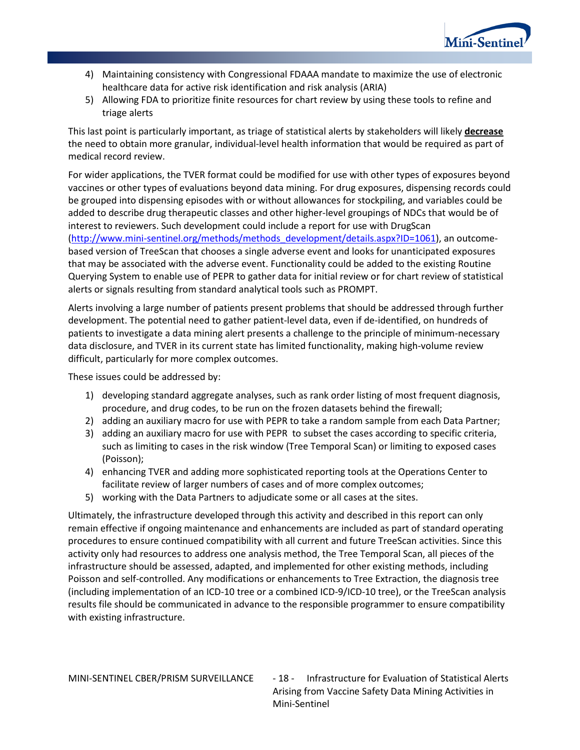4) Maintaining consistency with Congressional FDAAA mandate to maximize the use of electronic healthcare data for active risk identification and risk analysis (ARIA)
5) Allowing FDA to prioritize finite resources for chart review by using these tools to refine and triage alerts

This last point is particularly important, as triage of statistical alerts by stakeholders will likely **decrease** the need to obtain more granular, individual-level health information that would be required as part of medical record review.

For wider applications, the TVER format could be modified for use with other types of exposures beyond vaccines or other types of evaluations beyond data mining. For drug exposures, dispensing records could be grouped into dispensing episodes with or without allowances for stockpiling, and variables could be added to describe drug therapeutic classes and other higher-level groupings of NDCs that would be of interest to reviewers. Such development could include a report for use with DrugScan (http://www.mini-sentinel.org/methods/methods_development/details.aspx?ID=1061), an outcome-based version of TreeScan that chooses a single adverse event and looks for unanticipated exposures that may be associated with the adverse event. Functionality could be added to the existing Routine Querying System to enable use of PEPR to gather data for initial review or for chart review of statistical alerts or signals resulting from standard analytical tools such as PROMPT.

Alerts involving a large number of patients present problems that should be addressed through further development. The potential need to gather patient-level data, even if de-identified, on hundreds of patients to investigate a data mining alert presents a challenge to the principle of minimum-necessary data disclosure, and TVER in its current state has limited functionality, making high-volume review difficult, particularly for more complex outcomes.

These issues could be addressed by:

1) developing standard aggregate analyses, such as rank order listing of most frequent diagnosis, procedure, and drug codes, to be run on the frozen datasets behind the firewall;
2) adding an auxiliary macro for use with PEPR to take a random sample from each Data Partner;
3) adding an auxiliary macro for use with PEPR to subset the cases according to specific criteria, such as limiting to cases in the risk window (Tree Temporal Scan) or limiting to exposed cases (Poisson);
4) enhancing TVER and adding more sophisticated reporting tools at the Operations Center to facilitate review of larger numbers of cases and of more complex outcomes;
5) working with the Data Partners to adjudicate some or all cases at the sites.

Ultimately, the infrastructure developed through this activity and described in this report can only remain effective if ongoing maintenance and enhancements are included as part of standard operating procedures to ensure continued compatibility with all current and future TreeScan activities. Since this activity only had resources to address one analysis method, the Tree Temporal Scan, all pieces of the infrastructure should be assessed, adapted, and implemented for other existing methods, including Poisson and self-controlled. Any modifications or enhancements to Tree Extraction, the diagnosis tree (including implementation of an ICD-10 tree or a combined ICD-9/ICD-10 tree), or the TreeScan analysis results file should be communicated in advance to the responsible programmer to ensure compatibility with existing infrastructure.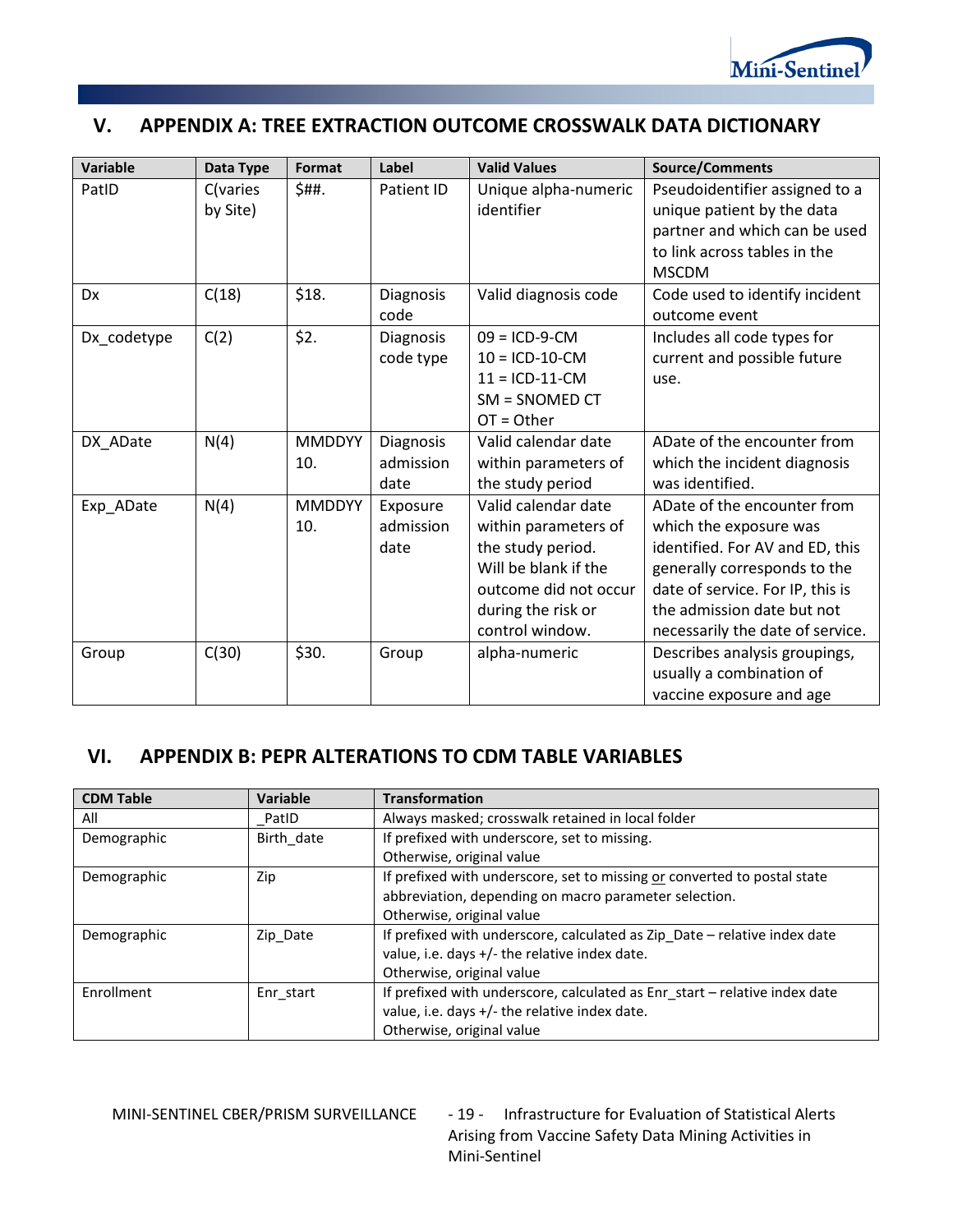## V. APPENDIX A: TREE EXTRACTION OUTCOME CROSSWALK DATA DICTIONARY

| Variable | Data Type | Format | Label | Valid Values | Source/Comments |
|---|---|---|---|---|---|
| PatID | C(varies by Site) | $##. | Patient ID | Unique alpha-numeric identifier | Pseudoidentifier assigned to a unique patient by the data partner and which can be used to link across tables in the MSCDM |
| Dx | C(18) | $18. | Diagnosis code | Valid diagnosis code | Code used to identify incident outcome event |
| Dx_codetype | C(2) | $2. | Diagnosis code type | 09 = ICD-9-CM<br>10 = ICD-10-CM<br>11 = ICD-11-CM<br>SM = SNOMED CT<br>OT = Other | Includes all code types for current and possible future use. |
| DX_ADate | N(4) | MMDDYY 10. | Diagnosis admission date | Valid calendar date within parameters of the study period | ADate of the encounter from which the incident diagnosis was identified. |
| Exp_ADate | N(4) | MMDDYY 10. | Exposure admission date | Valid calendar date within parameters of the study period. Will be blank if the outcome did not occur during the risk or control window. | ADate of the encounter from which the exposure was identified. For AV and ED, this generally corresponds to the date of service. For IP, this is the admission date but not necessarily the date of service. |
| Group | C(30) | $30. | Group | alpha-numeric | Describes analysis groupings, usually a combination of vaccine exposure and age |

## VI. APPENDIX B: PEPR ALTERATIONS TO CDM TABLE VARIABLES

| CDM Table | Variable | Transformation |
|---|---|---|
| All | _PatID | Always masked; crosswalk retained in local folder |
| Demographic | Birth_date | If prefixed with underscore, set to missing.<br>Otherwise, original value |
| Demographic | Zip | If prefixed with underscore, set to missing <u>or</u> converted to postal state abbreviation, depending on macro parameter selection.<br>Otherwise, original value |
| Demographic | Zip_Date | If prefixed with underscore, calculated as Zip_Date – relative index date value, i.e. days +/- the relative index date.<br>Otherwise, original value |
| Enrollment | Enr_start | If prefixed with underscore, calculated as Enr_start – relative index date value, i.e. days +/- the relative index date.<br>Otherwise, original value |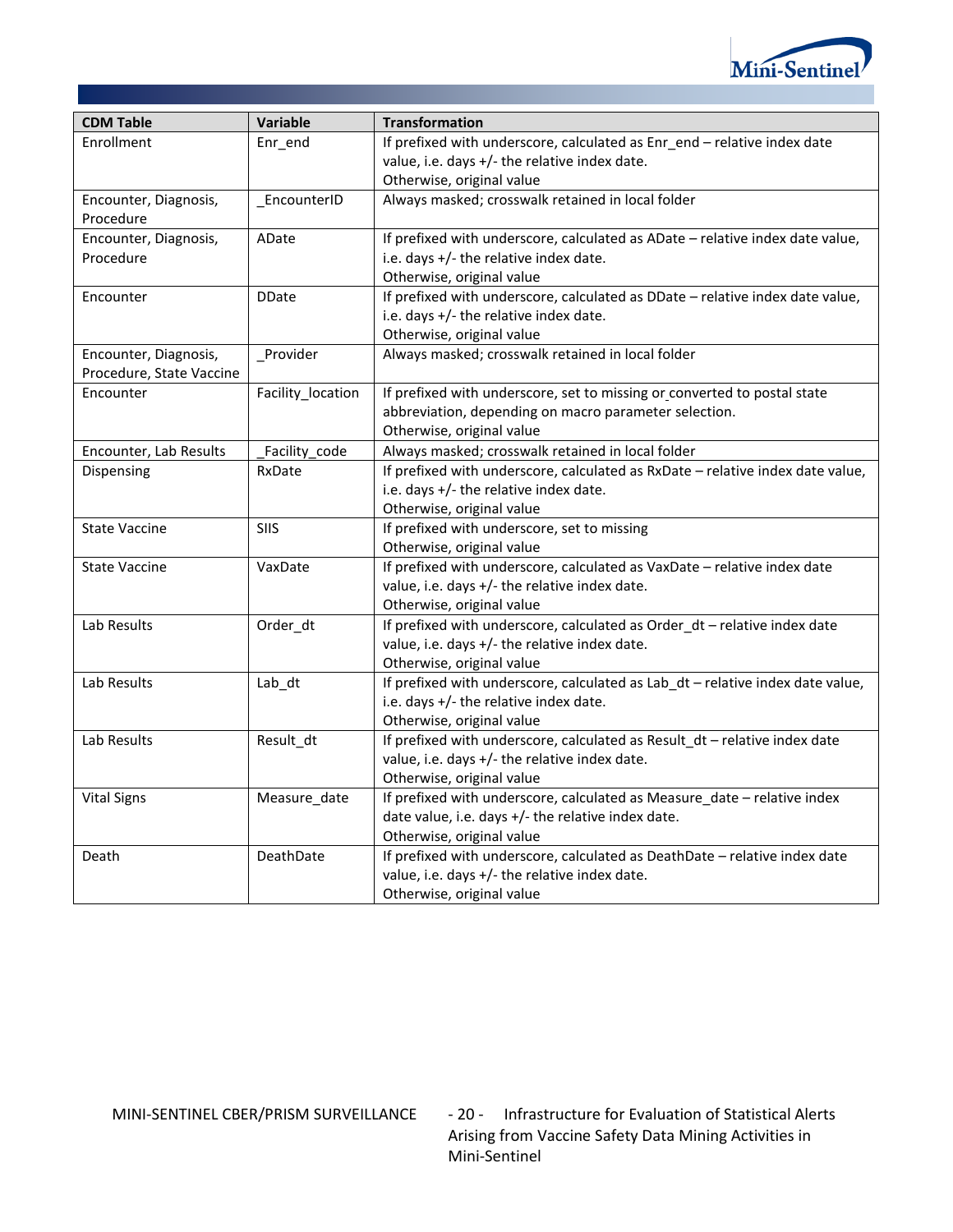| CDM Table | Variable | Transformation |
|---|---|---|
| Enrollment | Enr_end | If prefixed with underscore, calculated as Enr_end – relative index date value, i.e. days +/- the relative index date.<br>Otherwise, original value |
| Encounter, Diagnosis, Procedure | _EncounterID | Always masked; crosswalk retained in local folder |
| Encounter, Diagnosis, Procedure | ADate | If prefixed with underscore, calculated as ADate – relative index date value, i.e. days +/- the relative index date.<br>Otherwise, original value |
| Encounter | DDate | If prefixed with underscore, calculated as DDate – relative index date value, i.e. days +/- the relative index date.<br>Otherwise, original value |
| Encounter, Diagnosis, Procedure, State Vaccine | _Provider | Always masked; crosswalk retained in local folder |
| Encounter | Facility_location | If prefixed with underscore, set to missing or converted to postal state abbreviation, depending on macro parameter selection.<br>Otherwise, original value |
| Encounter, Lab Results | _Facility_code | Always masked; crosswalk retained in local folder |
| Dispensing | RxDate | If prefixed with underscore, calculated as RxDate – relative index date value, i.e. days +/- the relative index date.<br>Otherwise, original value |
| State Vaccine | SIIS | If prefixed with underscore, set to missing<br>Otherwise, original value |
| State Vaccine | VaxDate | If prefixed with underscore, calculated as VaxDate – relative index date value, i.e. days +/- the relative index date.<br>Otherwise, original value |
| Lab Results | Order_dt | If prefixed with underscore, calculated as Order_dt – relative index date value, i.e. days +/- the relative index date.<br>Otherwise, original value |
| Lab Results | Lab_dt | If prefixed with underscore, calculated as Lab_dt – relative index date value, i.e. days +/- the relative index date.<br>Otherwise, original value |
| Lab Results | Result_dt | If prefixed with underscore, calculated as Result_dt – relative index date value, i.e. days +/- the relative index date.<br>Otherwise, original value |
| Vital Signs | Measure_date | If prefixed with underscore, calculated as Measure_date – relative index date value, i.e. days +/- the relative index date.<br>Otherwise, original value |
| Death | DeathDate | If prefixed with underscore, calculated as DeathDate – relative index date value, i.e. days +/- the relative index date.<br>Otherwise, original value |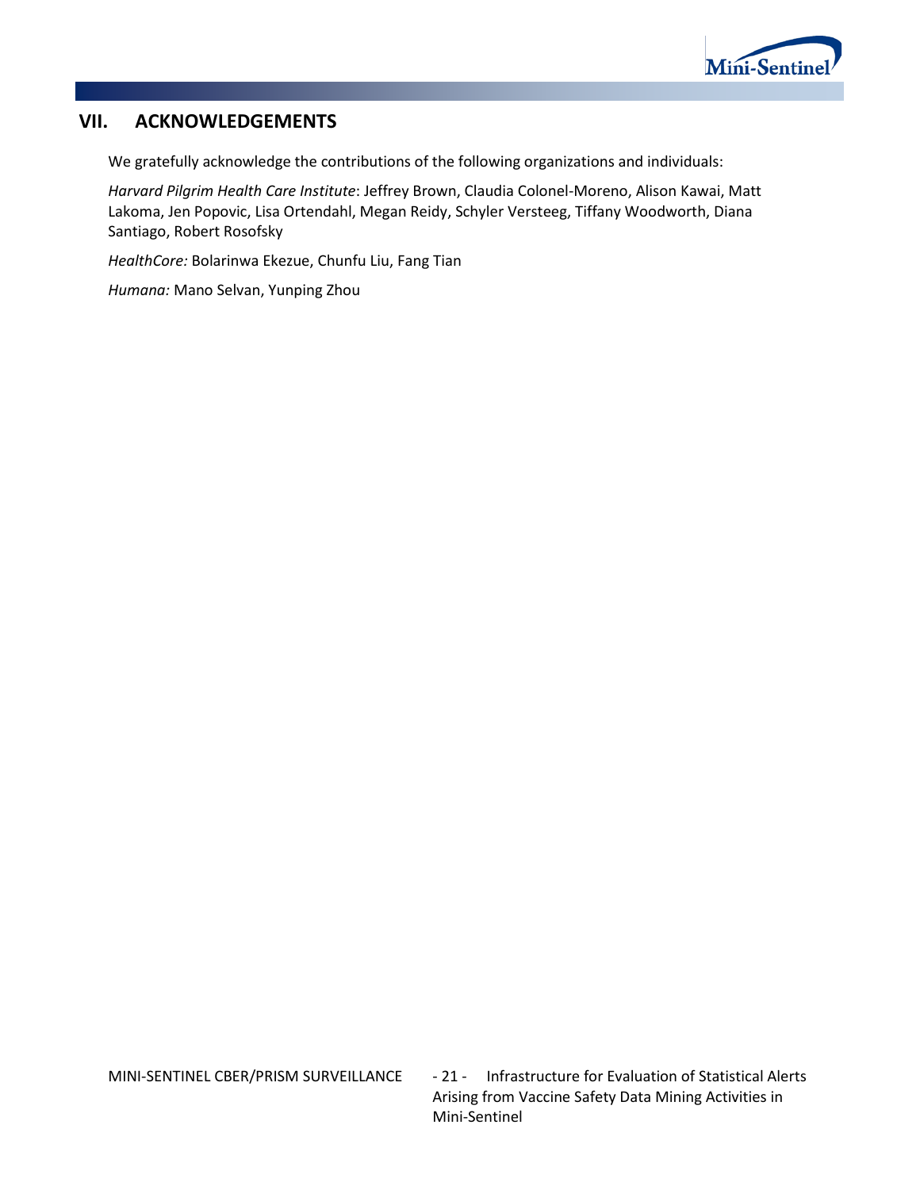## VII. ACKNOWLEDGEMENTS

We gratefully acknowledge the contributions of the following organizations and individuals:

*Harvard Pilgrim Health Care Institute*: Jeffrey Brown, Claudia Colonel-Moreno, Alison Kawai, Matt Lakoma, Jen Popovic, Lisa Ortendahl, Megan Reidy, Schyler Versteeg, Tiffany Woodworth, Diana Santiago, Robert Rosofsky

*HealthCore:* Bolarinwa Ekezue, Chunfu Liu, Fang Tian

*Humana:* Mano Selvan, Yunping Zhou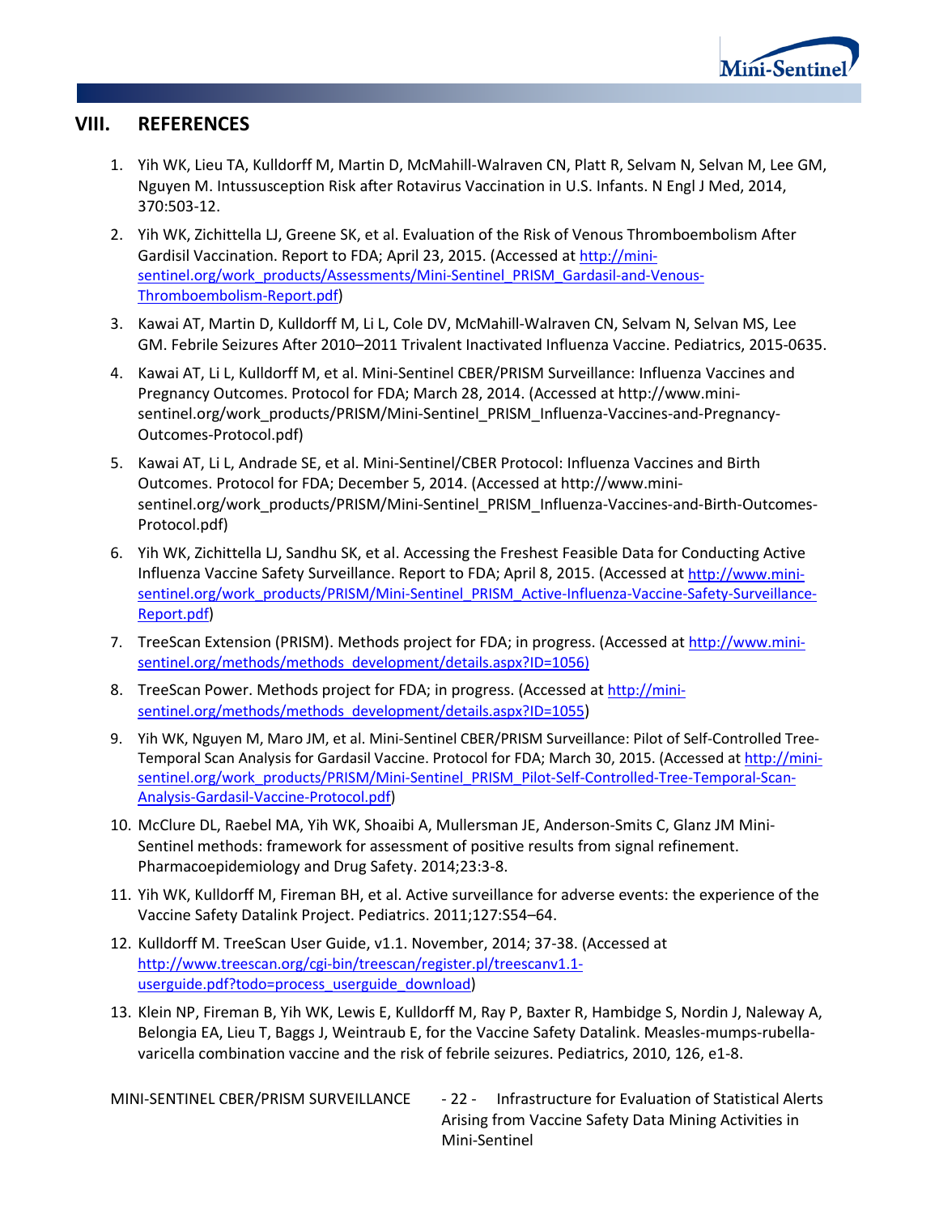## VIII. REFERENCES

1. Yih WK, Lieu TA, Kulldorff M, Martin D, McMahill-Walraven CN, Platt R, Selvam N, Selvan M, Lee GM, Nguyen M. Intussusception Risk after Rotavirus Vaccination in U.S. Infants. N Engl J Med, 2014, 370:503-12.
2. Yih WK, Zichittella LJ, Greene SK, et al. Evaluation of the Risk of Venous Thromboembolism After Gardisil Vaccination. Report to FDA; April 23, 2015. (Accessed at http://mini-sentinel.org/work_products/Assessments/Mini-Sentinel_PRISM_Gardasil-and-Venous-Thromboembolism-Report.pdf)
3. Kawai AT, Martin D, Kulldorff M, Li L, Cole DV, McMahill-Walraven CN, Selvam N, Selvan MS, Lee GM. Febrile Seizures After 2010–2011 Trivalent Inactivated Influenza Vaccine. Pediatrics, 2015-0635.
4. Kawai AT, Li L, Kulldorff M, et al. Mini-Sentinel CBER/PRISM Surveillance: Influenza Vaccines and Pregnancy Outcomes. Protocol for FDA; March 28, 2014. (Accessed at http://www.mini-sentinel.org/work_products/PRISM/Mini-Sentinel_PRISM_Influenza-Vaccines-and-Pregnancy-Outcomes-Protocol.pdf)
5. Kawai AT, Li L, Andrade SE, et al. Mini-Sentinel/CBER Protocol: Influenza Vaccines and Birth Outcomes. Protocol for FDA; December 5, 2014. (Accessed at http://www.mini-sentinel.org/work_products/PRISM/Mini-Sentinel_PRISM_Influenza-Vaccines-and-Birth-Outcomes-Protocol.pdf)
6. Yih WK, Zichittella LJ, Sandhu SK, et al. Accessing the Freshest Feasible Data for Conducting Active Influenza Vaccine Safety Surveillance. Report to FDA; April 8, 2015. (Accessed at http://www.mini-sentinel.org/work_products/PRISM/Mini-Sentinel_PRISM_Active-Influenza-Vaccine-Safety-Surveillance-Report.pdf)
7. TreeScan Extension (PRISM). Methods project for FDA; in progress. (Accessed at http://www.mini-sentinel.org/methods/methods_development/details.aspx?ID=1056)
8. TreeScan Power. Methods project for FDA; in progress. (Accessed at http://mini-sentinel.org/methods/methods_development/details.aspx?ID=1055)
9. Yih WK, Nguyen M, Maro JM, et al. Mini-Sentinel CBER/PRISM Surveillance: Pilot of Self-Controlled Tree-Temporal Scan Analysis for Gardasil Vaccine. Protocol for FDA; March 30, 2015. (Accessed at http://mini-sentinel.org/work_products/PRISM/Mini-Sentinel_PRISM_Pilot-Self-Controlled-Tree-Temporal-Scan-Analysis-Gardasil-Vaccine-Protocol.pdf)
10. McClure DL, Raebel MA, Yih WK, Shoaibi A, Mullersman JE, Anderson-Smits C, Glanz JM Mini-Sentinel methods: framework for assessment of positive results from signal refinement. Pharmacoepidemiology and Drug Safety. 2014;23:3-8.
11. Yih WK, Kulldorff M, Fireman BH, et al. Active surveillance for adverse events: the experience of the Vaccine Safety Datalink Project. Pediatrics. 2011;127:S54–64.
12. Kulldorff M. TreeScan User Guide, v1.1. November, 2014; 37-38. (Accessed at http://www.treescan.org/cgi-bin/treescan/register.pl/treescanv1.1-userguide.pdf?todo=process_userguide_download)
13. Klein NP, Fireman B, Yih WK, Lewis E, Kulldorff M, Ray P, Baxter R, Hambidge S, Nordin J, Naleway A, Belongia EA, Lieu T, Baggs J, Weintraub E, for the Vaccine Safety Datalink. Measles-mumps-rubella-varicella combination vaccine and the risk of febrile seizures. Pediatrics, 2010, 126, e1-8.